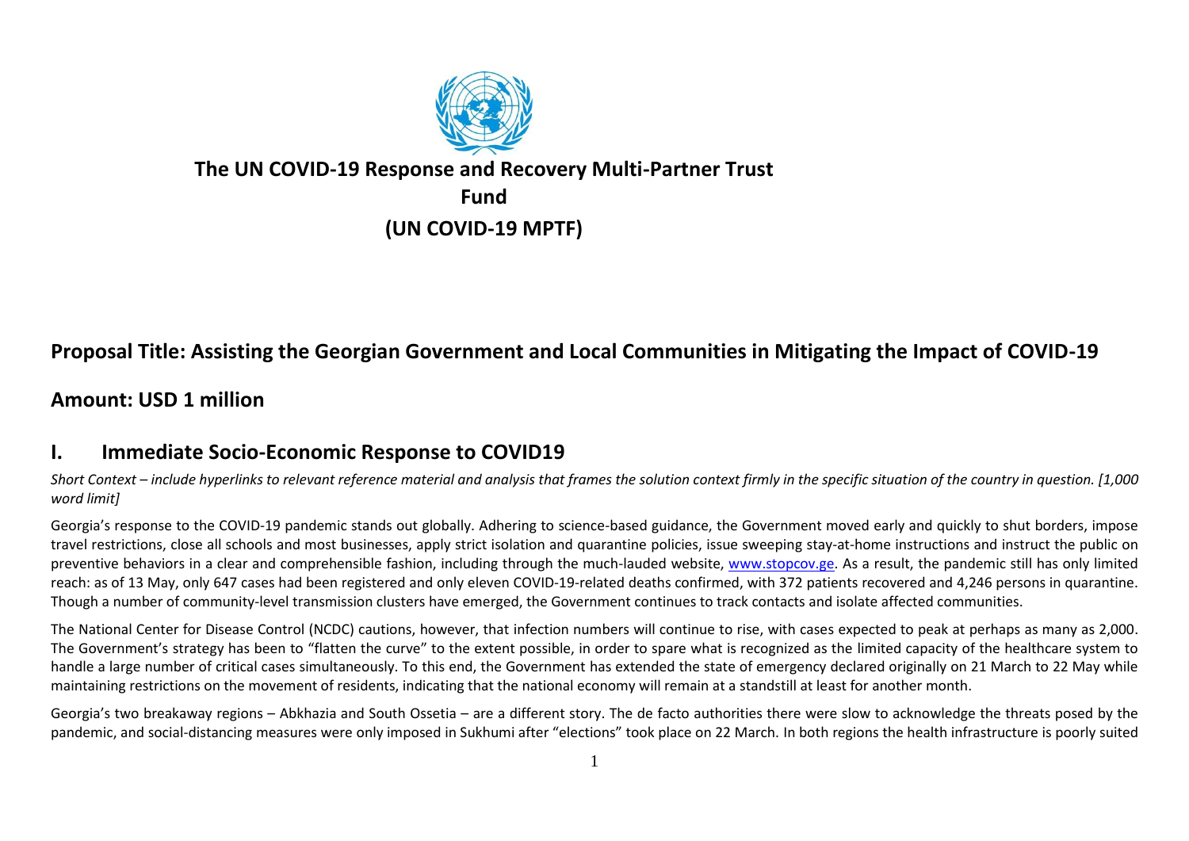# The UN COVID-19 Response and Recovery Multi-Partner Trust Fund

# (UN COVID-19 MPTF)

## Proposal Title: Assisting the Georgian Government and Local Communities in Mitigating the Impact of COVID-19

## Amount: USD 1 million

## I. Immediate Socio-Economic Response to COVID19

*Short Context – include hyperlinks to relevant reference material and analysis that frames the solution context firmly in the specific situation of the country in question. [1,000 word limit]*

Georgia's response to the COVID-19 pandemic stands out globally. Adhering to science-based guidance, the Government moved early and quickly to shut borders, impose travel restrictions, close all schools and most businesses, apply strict isolation and quarantine policies, issue sweeping stay-at-home instructions and instruct the public on preventive behaviors in a clear and comprehensible fashion, including through the much-lauded website, [www.stopcov.ge](http://www.stopcov.ge). As a result, the pandemic still has only limited reach: as of 13 May, only 647 cases had been registered and only eleven COVID-19-related deaths confirmed, with 372 patients recovered and 4,246 persons in quarantine. Though a number of community-level transmission clusters have emerged, the Government continues to track contacts and isolate affected communities.

The National Center for Disease Control (NCDC) cautions, however, that infection numbers will continue to rise, with cases expected to peak at perhaps as many as 2,000. The Government's strategy has been to "flatten the curve" to the extent possible, in order to spare what is recognized as the limited capacity of the healthcare system to handle a large number of critical cases simultaneously. To this end, the Government has extended the state of emergency declared originally on 21 March to 22 May while maintaining restrictions on the movement of residents, indicating that the national economy will remain at a standstill at least for another month.

Georgia's two breakaway regions – Abkhazia and South Ossetia – are a different story. The de facto authorities there were slow to acknowledge the threats posed by the pandemic, and social-distancing measures were only imposed in Sukhumi after "elections" took place on 22 March. In both regions the health infrastructure is poorly suited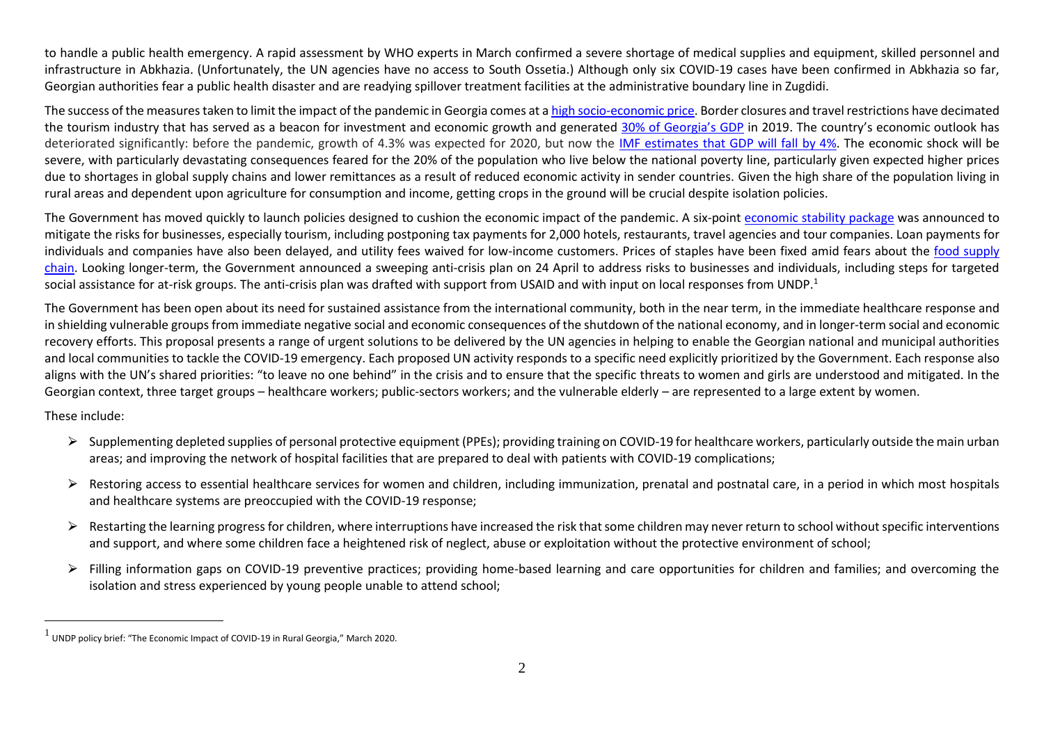to handle a public health emergency. A rapid assessment by WHO experts in March confirmed a severe shortage of medical supplies and equipment, skilled personnel and infrastructure in Abkhazia. (Unfortunately, the UN agencies have no access to South Ossetia.) Although only six COVID-19 cases have been confirmed in Abkhazia so far, Georgian authorities fear a public health disaster and are readying spillover treatment facilities at the administrative boundary line in Zugdidi.

The success of the measures taken to limit the impact of the pandemic in Georgia comes at a high socio-economic price. Border closures and travel restrictions have decimated the tourism industry that has served as a beacon for investment and economic growth and generated 30% of Georgia's GDP in 2019. The country's economic outlook has deteriorated significantly: before the pandemic, growth of 4.3% was expected for 2020, but now the IMF estimates that GDP will fall by 4%. The economic shock will be severe, with particularly devastating consequences feared for the 20% of the population who live below the national poverty line, particularly given expected higher prices due to shortages in global supply chains and lower remittances as a result of reduced economic activity in sender countries. Given the high share of the population living in rural areas and dependent upon agriculture for consumption and income, getting crops in the ground will be crucial despite isolation policies.

The Government has moved quickly to launch policies designed to cushion the economic impact of the pandemic. A six-point economic stability package was announced to mitigate the risks for businesses, especially tourism, including postponing tax payments for 2,000 hotels, restaurants, travel agencies and tour companies. Loan payments for individuals and companies have also been delayed, and utility fees waived for low-income customers. Prices of staples have been fixed amid fears about the food supply chain. Looking longer-term, the Government announced a sweeping anti-crisis plan on 24 April to address risks to businesses and individuals, including steps for targeted social assistance for at-risk groups. The anti-crisis plan was drafted with support from USAID and with input on local responses from UNDP.[1]

The Government has been open about its need for sustained assistance from the international community, both in the near term, in the immediate healthcare response and in shielding vulnerable groups from immediate negative social and economic consequences of the shutdown of the national economy, and in longer-term social and economic recovery efforts. This proposal presents a range of urgent solutions to be delivered by the UN agencies in helping to enable the Georgian national and municipal authorities and local communities to tackle the COVID-19 emergency. Each proposed UN activity responds to a specific need explicitly prioritized by the Government. Each response also aligns with the UN's shared priorities: "to leave no one behind" in the crisis and to ensure that the specific threats to women and girls are understood and mitigated. In the Georgian context, three target groups – healthcare workers; public-sectors workers; and the vulnerable elderly – are represented to a large extent by women.

These include:

- Supplementing depleted supplies of personal protective equipment (PPEs); providing training on COVID-19 for healthcare workers, particularly outside the main urban areas; and improving the network of hospital facilities that are prepared to deal with patients with COVID-19 complications;
- Restoring access to essential healthcare services for women and children, including immunization, prenatal and postnatal care, in a period in which most hospitals and healthcare systems are preoccupied with the COVID-19 response;
- Restarting the learning progress for children, where interruptions have increased the risk that some children may never return to school without specific interventions and support, and where some children face a heightened risk of neglect, abuse or exploitation without the protective environment of school;
- Filling information gaps on COVID-19 preventive practices; providing home-based learning and care opportunities for children and families; and overcoming the isolation and stress experienced by young people unable to attend school;

[1] UNDP policy brief: "The Economic Impact of COVID-19 in Rural Georgia," March 2020.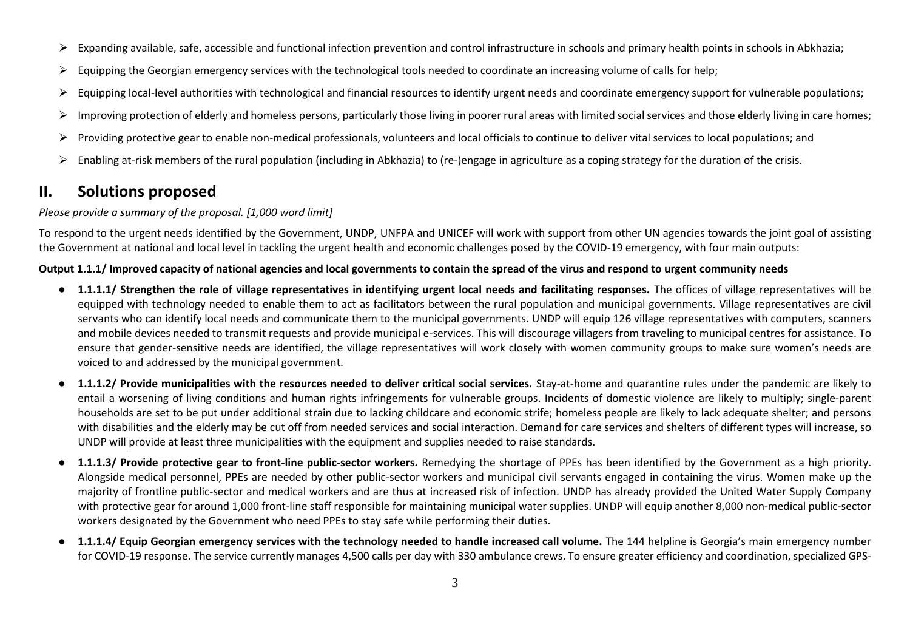- Expanding available, safe, accessible and functional infection prevention and control infrastructure in schools and primary health points in schools in Abkhazia;
- Equipping the Georgian emergency services with the technological tools needed to coordinate an increasing volume of calls for help;
- Equipping local-level authorities with technological and financial resources to identify urgent needs and coordinate emergency support for vulnerable populations;
- Improving protection of elderly and homeless persons, particularly those living in poorer rural areas with limited social services and those elderly living in care homes;
- Providing protective gear to enable non-medical professionals, volunteers and local officials to continue to deliver vital services to local populations; and
- Enabling at-risk members of the rural population (including in Abkhazia) to (re-)engage in agriculture as a coping strategy for the duration of the crisis.

## II. Solutions proposed

*Please provide a summary of the proposal. [1,000 word limit]*

To respond to the urgent needs identified by the Government, UNDP, UNFPA and UNICEF will work with support from other UN agencies towards the joint goal of assisting the Government at national and local level in tackling the urgent health and economic challenges posed by the COVID-19 emergency, with four main outputs:

**Output 1.1.1/ Improved capacity of national agencies and local governments to contain the spread of the virus and respond to urgent community needs**

- **1.1.1.1/ Strengthen the role of village representatives in identifying urgent local needs and facilitating responses.** The offices of village representatives will be equipped with technology needed to enable them to act as facilitators between the rural population and municipal governments. Village representatives are civil servants who can identify local needs and communicate them to the municipal governments. UNDP will equip 126 village representatives with computers, scanners and mobile devices needed to transmit requests and provide municipal e-services. This will discourage villagers from traveling to municipal centres for assistance. To ensure that gender-sensitive needs are identified, the village representatives will work closely with women community groups to make sure women's needs are voiced to and addressed by the municipal government.
- **1.1.1.2/ Provide municipalities with the resources needed to deliver critical social services.** Stay-at-home and quarantine rules under the pandemic are likely to entail a worsening of living conditions and human rights infringements for vulnerable groups. Incidents of domestic violence are likely to multiply; single-parent households are set to be put under additional strain due to lacking childcare and economic strife; homeless people are likely to lack adequate shelter; and persons with disabilities and the elderly may be cut off from needed services and social interaction. Demand for care services and shelters of different types will increase, so UNDP will provide at least three municipalities with the equipment and supplies needed to raise standards.
- **1.1.1.3/ Provide protective gear to front-line public-sector workers.** Remedying the shortage of PPEs has been identified by the Government as a high priority. Alongside medical personnel, PPEs are needed by other public-sector workers and municipal civil servants engaged in containing the virus. Women make up the majority of frontline public-sector and medical workers and are thus at increased risk of infection. UNDP has already provided the United Water Supply Company with protective gear for around 1,000 front-line staff responsible for maintaining municipal water supplies. UNDP will equip another 8,000 non-medical public-sector workers designated by the Government who need PPEs to stay safe while performing their duties.
- **1.1.1.4/ Equip Georgian emergency services with the technology needed to handle increased call volume.** The 144 helpline is Georgia's main emergency number for COVID-19 response. The service currently manages 4,500 calls per day with 330 ambulance crews. To ensure greater efficiency and coordination, specialized GPS-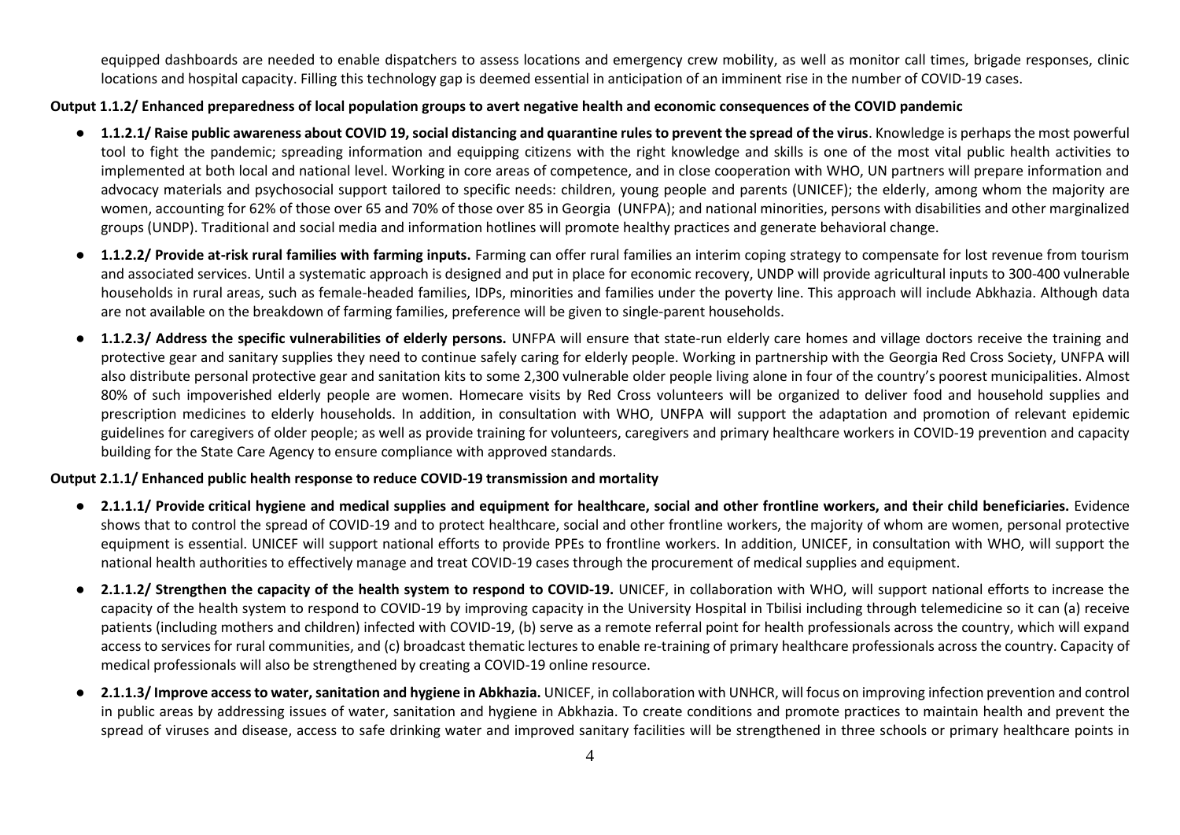equipped dashboards are needed to enable dispatchers to assess locations and emergency crew mobility, as well as monitor call times, brigade responses, clinic locations and hospital capacity. Filling this technology gap is deemed essential in anticipation of an imminent rise in the number of COVID-19 cases.

**Output 1.1.2/ Enhanced preparedness of local population groups to avert negative health and economic consequences of the COVID pandemic**

- **1.1.2.1/ Raise public awareness about COVID 19, social distancing and quarantine rules to prevent the spread of the virus**. Knowledge is perhaps the most powerful tool to fight the pandemic; spreading information and equipping citizens with the right knowledge and skills is one of the most vital public health activities to implemented at both local and national level. Working in core areas of competence, and in close cooperation with WHO, UN partners will prepare information and advocacy materials and psychosocial support tailored to specific needs: children, young people and parents (UNICEF); the elderly, among whom the majority are women, accounting for 62% of those over 65 and 70% of those over 85 in Georgia (UNFPA); and national minorities, persons with disabilities and other marginalized groups (UNDP). Traditional and social media and information hotlines will promote healthy practices and generate behavioral change.
- **1.1.2.2/ Provide at-risk rural families with farming inputs.** Farming can offer rural families an interim coping strategy to compensate for lost revenue from tourism and associated services. Until a systematic approach is designed and put in place for economic recovery, UNDP will provide agricultural inputs to 300-400 vulnerable households in rural areas, such as female-headed families, IDPs, minorities and families under the poverty line. This approach will include Abkhazia. Although data are not available on the breakdown of farming families, preference will be given to single-parent households.
- **1.1.2.3/ Address the specific vulnerabilities of elderly persons.** UNFPA will ensure that state-run elderly care homes and village doctors receive the training and protective gear and sanitary supplies they need to continue safely caring for elderly people. Working in partnership with the Georgia Red Cross Society, UNFPA will also distribute personal protective gear and sanitation kits to some 2,300 vulnerable older people living alone in four of the country's poorest municipalities. Almost 80% of such impoverished elderly people are women. Homecare visits by Red Cross volunteers will be organized to deliver food and household supplies and prescription medicines to elderly households. In addition, in consultation with WHO, UNFPA will support the adaptation and promotion of relevant epidemic guidelines for caregivers of older people; as well as provide training for volunteers, caregivers and primary healthcare workers in COVID-19 prevention and capacity building for the State Care Agency to ensure compliance with approved standards.

**Output 2.1.1/ Enhanced public health response to reduce COVID-19 transmission and mortality**

- **2.1.1.1/ Provide critical hygiene and medical supplies and equipment for healthcare, social and other frontline workers, and their child beneficiaries.** Evidence shows that to control the spread of COVID-19 and to protect healthcare, social and other frontline workers, the majority of whom are women, personal protective equipment is essential. UNICEF will support national efforts to provide PPEs to frontline workers. In addition, UNICEF, in consultation with WHO, will support the national health authorities to effectively manage and treat COVID-19 cases through the procurement of medical supplies and equipment.
- **2.1.1.2/ Strengthen the capacity of the health system to respond to COVID-19.** UNICEF, in collaboration with WHO, will support national efforts to increase the capacity of the health system to respond to COVID-19 by improving capacity in the University Hospital in Tbilisi including through telemedicine so it can (a) receive patients (including mothers and children) infected with COVID-19, (b) serve as a remote referral point for health professionals across the country, which will expand access to services for rural communities, and (c) broadcast thematic lectures to enable re-training of primary healthcare professionals across the country. Capacity of medical professionals will also be strengthened by creating a COVID-19 online resource.
- **2.1.1.3/ Improve access to water, sanitation and hygiene in Abkhazia.** UNICEF, in collaboration with UNHCR, will focus on improving infection prevention and control in public areas by addressing issues of water, sanitation and hygiene in Abkhazia. To create conditions and promote practices to maintain health and prevent the spread of viruses and disease, access to safe drinking water and improved sanitary facilities will be strengthened in three schools or primary healthcare points in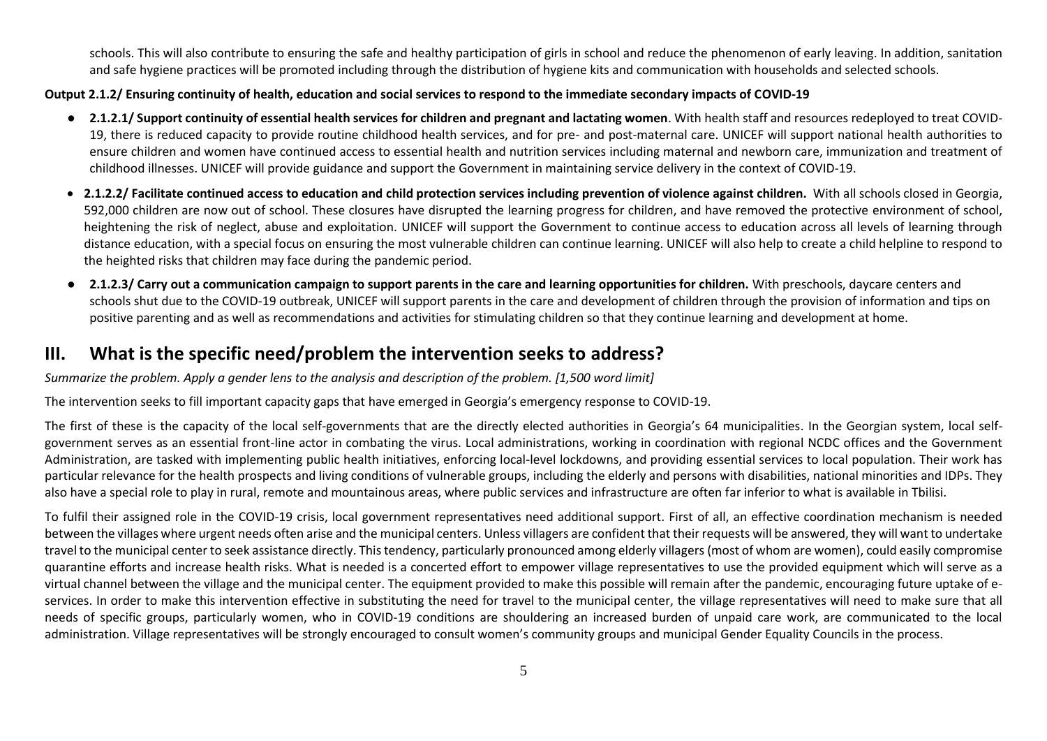schools. This will also contribute to ensuring the safe and healthy participation of girls in school and reduce the phenomenon of early leaving. In addition, sanitation and safe hygiene practices will be promoted including through the distribution of hygiene kits and communication with households and selected schools.

**Output 2.1.2/ Ensuring continuity of health, education and social services to respond to the immediate secondary impacts of COVID-19**

- **2.1.2.1/ Support continuity of essential health services for children and pregnant and lactating women**. With health staff and resources redeployed to treat COVID-19, there is reduced capacity to provide routine childhood health services, and for pre- and post-maternal care. UNICEF will support national health authorities to ensure children and women have continued access to essential health and nutrition services including maternal and newborn care, immunization and treatment of childhood illnesses. UNICEF will provide guidance and support the Government in maintaining service delivery in the context of COVID-19.
- **2.1.2.2/ Facilitate continued access to education and child protection services including prevention of violence against children.** With all schools closed in Georgia, 592,000 children are now out of school. These closures have disrupted the learning progress for children, and have removed the protective environment of school, heightening the risk of neglect, abuse and exploitation. UNICEF will support the Government to continue access to education across all levels of learning through distance education, with a special focus on ensuring the most vulnerable children can continue learning. UNICEF will also help to create a child helpline to respond to the heighted risks that children may face during the pandemic period.
- **2.1.2.3/ Carry out a communication campaign to support parents in the care and learning opportunities for children.** With preschools, daycare centers and schools shut due to the COVID-19 outbreak, UNICEF will support parents in the care and development of children through the provision of information and tips on positive parenting and as well as recommendations and activities for stimulating children so that they continue learning and development at home.

## III. What is the specific need/problem the intervention seeks to address?

*Summarize the problem. Apply a gender lens to the analysis and description of the problem. [1,500 word limit]*

The intervention seeks to fill important capacity gaps that have emerged in Georgia's emergency response to COVID-19.

The first of these is the capacity of the local self-governments that are the directly elected authorities in Georgia's 64 municipalities. In the Georgian system, local self-government serves as an essential front-line actor in combating the virus. Local administrations, working in coordination with regional NCDC offices and the Government Administration, are tasked with implementing public health initiatives, enforcing local-level lockdowns, and providing essential services to local population. Their work has particular relevance for the health prospects and living conditions of vulnerable groups, including the elderly and persons with disabilities, national minorities and IDPs. They also have a special role to play in rural, remote and mountainous areas, where public services and infrastructure are often far inferior to what is available in Tbilisi.

To fulfil their assigned role in the COVID-19 crisis, local government representatives need additional support. First of all, an effective coordination mechanism is needed between the villages where urgent needs often arise and the municipal centers. Unless villagers are confident that their requests will be answered, they will want to undertake travel to the municipal center to seek assistance directly. This tendency, particularly pronounced among elderly villagers (most of whom are women), could easily compromise quarantine efforts and increase health risks. What is needed is a concerted effort to empower village representatives to use the provided equipment which will serve as a virtual channel between the village and the municipal center. The equipment provided to make this possible will remain after the pandemic, encouraging future uptake of e-services. In order to make this intervention effective in substituting the need for travel to the municipal center, the village representatives will need to make sure that all needs of specific groups, particularly women, who in COVID-19 conditions are shouldering an increased burden of unpaid care work, are communicated to the local administration. Village representatives will be strongly encouraged to consult women's community groups and municipal Gender Equality Councils in the process.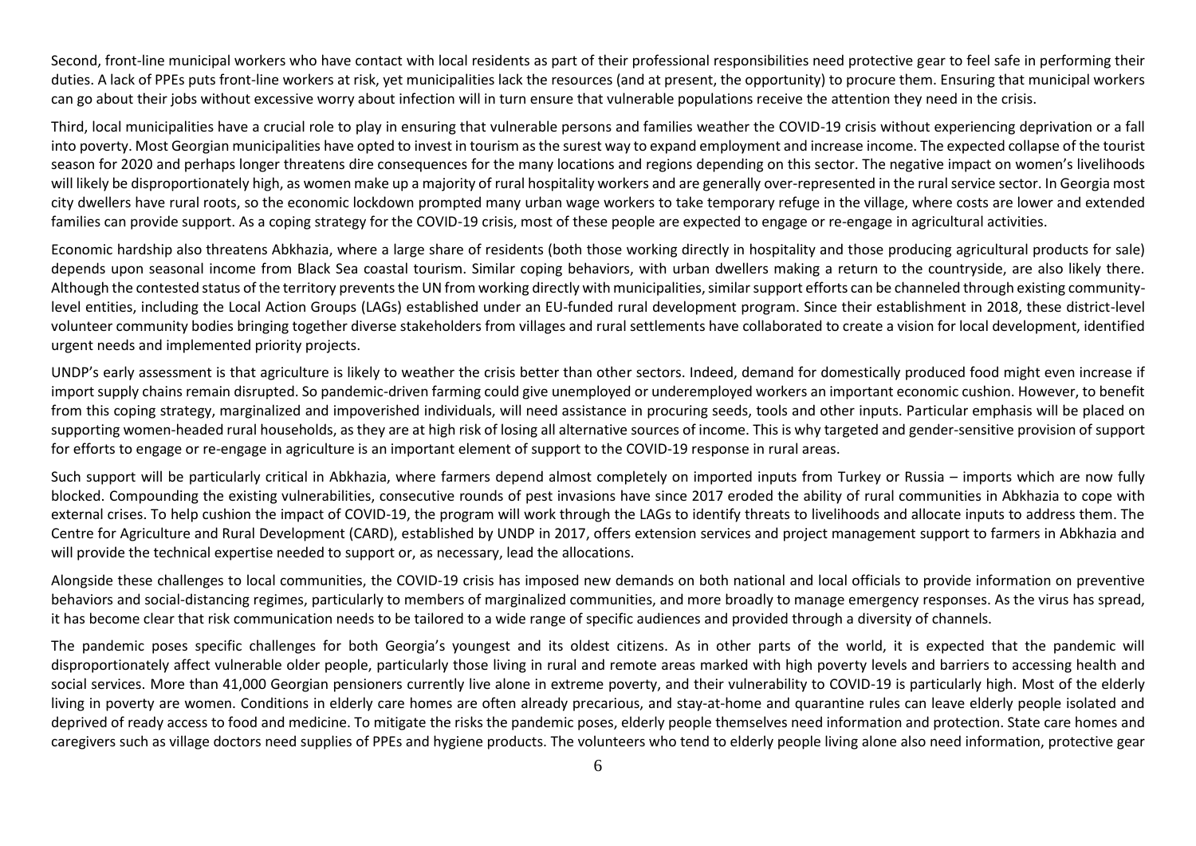Second, front-line municipal workers who have contact with local residents as part of their professional responsibilities need protective gear to feel safe in performing their duties. A lack of PPEs puts front-line workers at risk, yet municipalities lack the resources (and at present, the opportunity) to procure them. Ensuring that municipal workers can go about their jobs without excessive worry about infection will in turn ensure that vulnerable populations receive the attention they need in the crisis.

Third, local municipalities have a crucial role to play in ensuring that vulnerable persons and families weather the COVID-19 crisis without experiencing deprivation or a fall into poverty. Most Georgian municipalities have opted to invest in tourism as the surest way to expand employment and increase income. The expected collapse of the tourist season for 2020 and perhaps longer threatens dire consequences for the many locations and regions depending on this sector. The negative impact on women's livelihoods will likely be disproportionately high, as women make up a majority of rural hospitality workers and are generally over-represented in the rural service sector. In Georgia most city dwellers have rural roots, so the economic lockdown prompted many urban wage workers to take temporary refuge in the village, where costs are lower and extended families can provide support. As a coping strategy for the COVID-19 crisis, most of these people are expected to engage or re-engage in agricultural activities.

Economic hardship also threatens Abkhazia, where a large share of residents (both those working directly in hospitality and those producing agricultural products for sale) depends upon seasonal income from Black Sea coastal tourism. Similar coping behaviors, with urban dwellers making a return to the countryside, are also likely there. Although the contested status of the territory prevents the UN from working directly with municipalities, similar support efforts can be channeled through existing community-level entities, including the Local Action Groups (LAGs) established under an EU-funded rural development program. Since their establishment in 2018, these district-level volunteer community bodies bringing together diverse stakeholders from villages and rural settlements have collaborated to create a vision for local development, identified urgent needs and implemented priority projects.

UNDP's early assessment is that agriculture is likely to weather the crisis better than other sectors. Indeed, demand for domestically produced food might even increase if import supply chains remain disrupted. So pandemic-driven farming could give unemployed or underemployed workers an important economic cushion. However, to benefit from this coping strategy, marginalized and impoverished individuals, will need assistance in procuring seeds, tools and other inputs. Particular emphasis will be placed on supporting women-headed rural households, as they are at high risk of losing all alternative sources of income. This is why targeted and gender-sensitive provision of support for efforts to engage or re-engage in agriculture is an important element of support to the COVID-19 response in rural areas.

Such support will be particularly critical in Abkhazia, where farmers depend almost completely on imported inputs from Turkey or Russia – imports which are now fully blocked. Compounding the existing vulnerabilities, consecutive rounds of pest invasions have since 2017 eroded the ability of rural communities in Abkhazia to cope with external crises. To help cushion the impact of COVID-19, the program will work through the LAGs to identify threats to livelihoods and allocate inputs to address them. The Centre for Agriculture and Rural Development (CARD), established by UNDP in 2017, offers extension services and project management support to farmers in Abkhazia and will provide the technical expertise needed to support or, as necessary, lead the allocations.

Alongside these challenges to local communities, the COVID-19 crisis has imposed new demands on both national and local officials to provide information on preventive behaviors and social-distancing regimes, particularly to members of marginalized communities, and more broadly to manage emergency responses. As the virus has spread, it has become clear that risk communication needs to be tailored to a wide range of specific audiences and provided through a diversity of channels.

The pandemic poses specific challenges for both Georgia's youngest and its oldest citizens. As in other parts of the world, it is expected that the pandemic will disproportionately affect vulnerable older people, particularly those living in rural and remote areas marked with high poverty levels and barriers to accessing health and social services. More than 41,000 Georgian pensioners currently live alone in extreme poverty, and their vulnerability to COVID-19 is particularly high. Most of the elderly living in poverty are women. Conditions in elderly care homes are often already precarious, and stay-at-home and quarantine rules can leave elderly people isolated and deprived of ready access to food and medicine. To mitigate the risks the pandemic poses, elderly people themselves need information and protection. State care homes and caregivers such as village doctors need supplies of PPEs and hygiene products. The volunteers who tend to elderly people living alone also need information, protective gear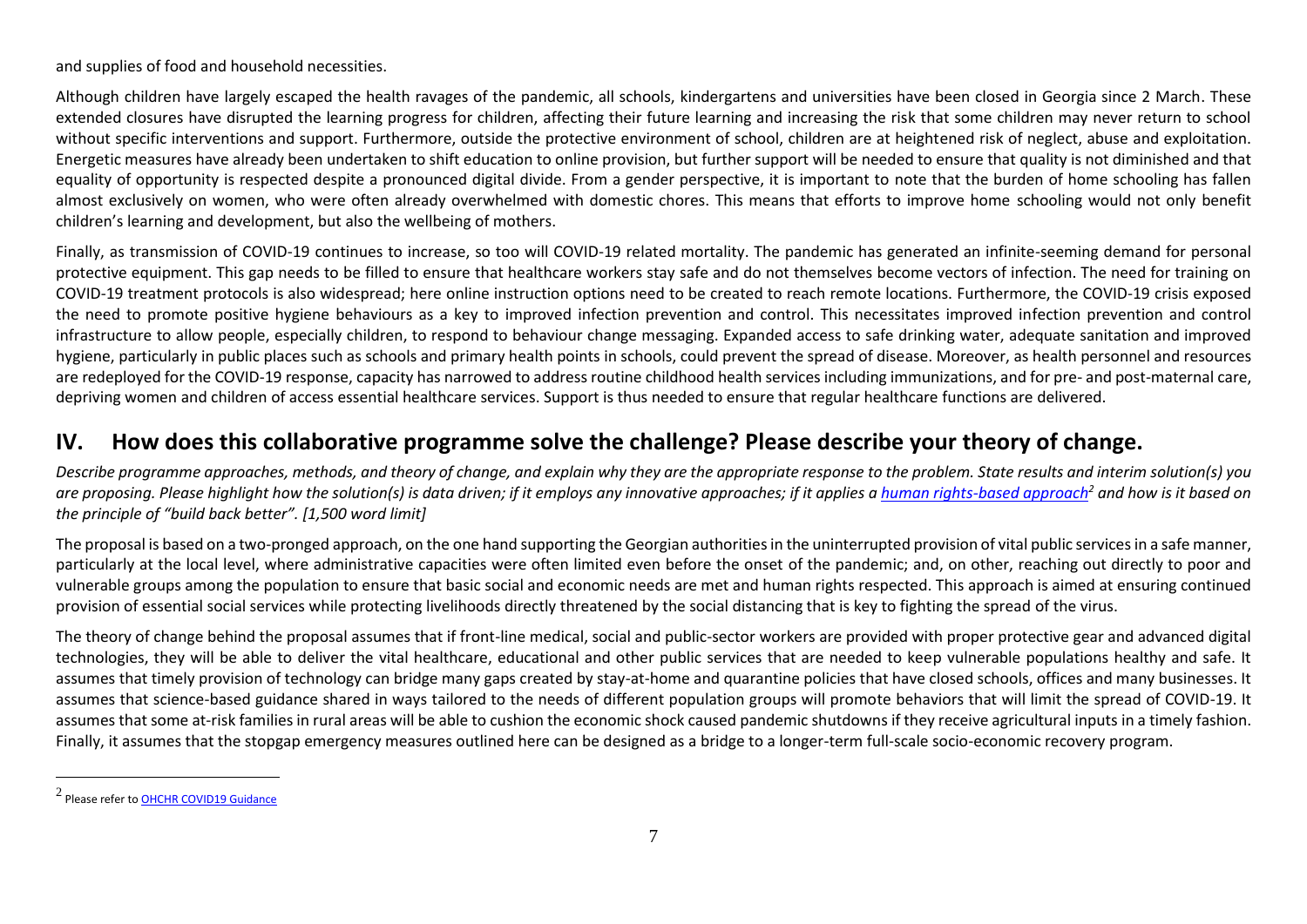and supplies of food and household necessities.

Although children have largely escaped the health ravages of the pandemic, all schools, kindergartens and universities have been closed in Georgia since 2 March. These extended closures have disrupted the learning progress for children, affecting their future learning and increasing the risk that some children may never return to school without specific interventions and support. Furthermore, outside the protective environment of school, children are at heightened risk of neglect, abuse and exploitation. Energetic measures have already been undertaken to shift education to online provision, but further support will be needed to ensure that quality is not diminished and that equality of opportunity is respected despite a pronounced digital divide. From a gender perspective, it is important to note that the burden of home schooling has fallen almost exclusively on women, who were often already overwhelmed with domestic chores. This means that efforts to improve home schooling would not only benefit children's learning and development, but also the wellbeing of mothers.

Finally, as transmission of COVID-19 continues to increase, so too will COVID-19 related mortality. The pandemic has generated an infinite-seeming demand for personal protective equipment. This gap needs to be filled to ensure that healthcare workers stay safe and do not themselves become vectors of infection. The need for training on COVID-19 treatment protocols is also widespread; here online instruction options need to be created to reach remote locations. Furthermore, the COVID-19 crisis exposed the need to promote positive hygiene behaviours as a key to improved infection prevention and control. This necessitates improved infection prevention and control infrastructure to allow people, especially children, to respond to behaviour change messaging. Expanded access to safe drinking water, adequate sanitation and improved hygiene, particularly in public places such as schools and primary health points in schools, could prevent the spread of disease. Moreover, as health personnel and resources are redeployed for the COVID-19 response, capacity has narrowed to address routine childhood health services including immunizations, and for pre- and post-maternal care, depriving women and children of access essential healthcare services. Support is thus needed to ensure that regular healthcare functions are delivered.

## IV. How does this collaborative programme solve the challenge? Please describe your theory of change.

*Describe programme approaches, methods, and theory of change, and explain why they are the appropriate response to the problem. State results and interim solution(s) you are proposing. Please highlight how the solution(s) is data driven; if it employs any innovative approaches; if it applies a human rights-based approach[2] and how is it based on the principle of "build back better". [1,500 word limit]*

The proposal is based on a two-pronged approach, on the one hand supporting the Georgian authorities in the uninterrupted provision of vital public services in a safe manner, particularly at the local level, where administrative capacities were often limited even before the onset of the pandemic; and, on other, reaching out directly to poor and vulnerable groups among the population to ensure that basic social and economic needs are met and human rights respected. This approach is aimed at ensuring continued provision of essential social services while protecting livelihoods directly threatened by the social distancing that is key to fighting the spread of the virus.

The theory of change behind the proposal assumes that if front-line medical, social and public-sector workers are provided with proper protective gear and advanced digital technologies, they will be able to deliver the vital healthcare, educational and other public services that are needed to keep vulnerable populations healthy and safe. It assumes that timely provision of technology can bridge many gaps created by stay-at-home and quarantine policies that have closed schools, offices and many businesses. It assumes that science-based guidance shared in ways tailored to the needs of different population groups will promote behaviors that will limit the spread of COVID-19. It assumes that some at-risk families in rural areas will be able to cushion the economic shock caused pandemic shutdowns if they receive agricultural inputs in a timely fashion. Finally, it assumes that the stopgap emergency measures outlined here can be designed as a bridge to a longer-term full-scale socio-economic recovery program.

---

[2] Please refer to OHCHR COVID19 Guidance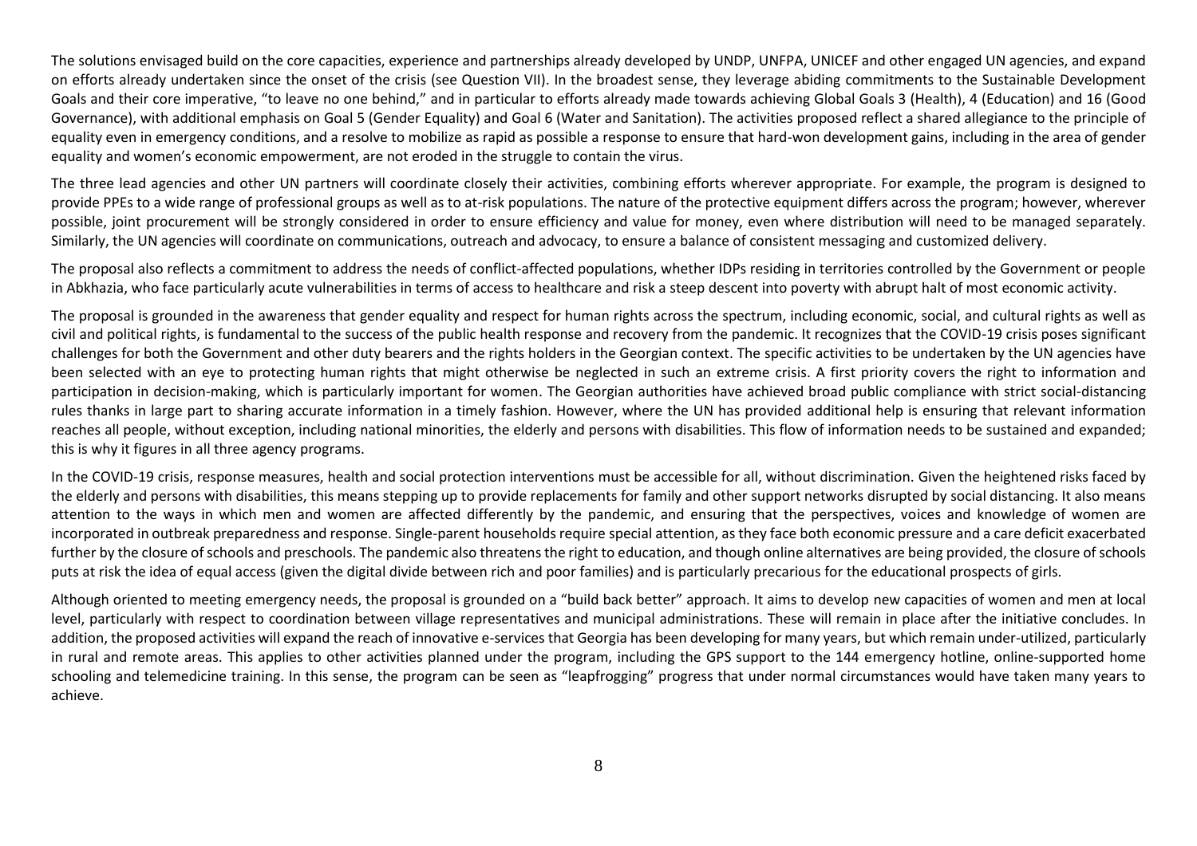The solutions envisaged build on the core capacities, experience and partnerships already developed by UNDP, UNFPA, UNICEF and other engaged UN agencies, and expand on efforts already undertaken since the onset of the crisis (see Question VII). In the broadest sense, they leverage abiding commitments to the Sustainable Development Goals and their core imperative, "to leave no one behind," and in particular to efforts already made towards achieving Global Goals 3 (Health), 4 (Education) and 16 (Good Governance), with additional emphasis on Goal 5 (Gender Equality) and Goal 6 (Water and Sanitation). The activities proposed reflect a shared allegiance to the principle of equality even in emergency conditions, and a resolve to mobilize as rapid as possible a response to ensure that hard-won development gains, including in the area of gender equality and women's economic empowerment, are not eroded in the struggle to contain the virus.

The three lead agencies and other UN partners will coordinate closely their activities, combining efforts wherever appropriate. For example, the program is designed to provide PPEs to a wide range of professional groups as well as to at-risk populations. The nature of the protective equipment differs across the program; however, wherever possible, joint procurement will be strongly considered in order to ensure efficiency and value for money, even where distribution will need to be managed separately. Similarly, the UN agencies will coordinate on communications, outreach and advocacy, to ensure a balance of consistent messaging and customized delivery.

The proposal also reflects a commitment to address the needs of conflict-affected populations, whether IDPs residing in territories controlled by the Government or people in Abkhazia, who face particularly acute vulnerabilities in terms of access to healthcare and risk a steep descent into poverty with abrupt halt of most economic activity.

The proposal is grounded in the awareness that gender equality and respect for human rights across the spectrum, including economic, social, and cultural rights as well as civil and political rights, is fundamental to the success of the public health response and recovery from the pandemic. It recognizes that the COVID-19 crisis poses significant challenges for both the Government and other duty bearers and the rights holders in the Georgian context. The specific activities to be undertaken by the UN agencies have been selected with an eye to protecting human rights that might otherwise be neglected in such an extreme crisis. A first priority covers the right to information and participation in decision-making, which is particularly important for women. The Georgian authorities have achieved broad public compliance with strict social-distancing rules thanks in large part to sharing accurate information in a timely fashion. However, where the UN has provided additional help is ensuring that relevant information reaches all people, without exception, including national minorities, the elderly and persons with disabilities. This flow of information needs to be sustained and expanded; this is why it figures in all three agency programs.

In the COVID-19 crisis, response measures, health and social protection interventions must be accessible for all, without discrimination. Given the heightened risks faced by the elderly and persons with disabilities, this means stepping up to provide replacements for family and other support networks disrupted by social distancing. It also means attention to the ways in which men and women are affected differently by the pandemic, and ensuring that the perspectives, voices and knowledge of women are incorporated in outbreak preparedness and response. Single-parent households require special attention, as they face both economic pressure and a care deficit exacerbated further by the closure of schools and preschools. The pandemic also threatens the right to education, and though online alternatives are being provided, the closure of schools puts at risk the idea of equal access (given the digital divide between rich and poor families) and is particularly precarious for the educational prospects of girls.

Although oriented to meeting emergency needs, the proposal is grounded on a "build back better" approach. It aims to develop new capacities of women and men at local level, particularly with respect to coordination between village representatives and municipal administrations. These will remain in place after the initiative concludes. In addition, the proposed activities will expand the reach of innovative e-services that Georgia has been developing for many years, but which remain under-utilized, particularly in rural and remote areas. This applies to other activities planned under the program, including the GPS support to the 144 emergency hotline, online-supported home schooling and telemedicine training. In this sense, the program can be seen as "leapfrogging" progress that under normal circumstances would have taken many years to achieve.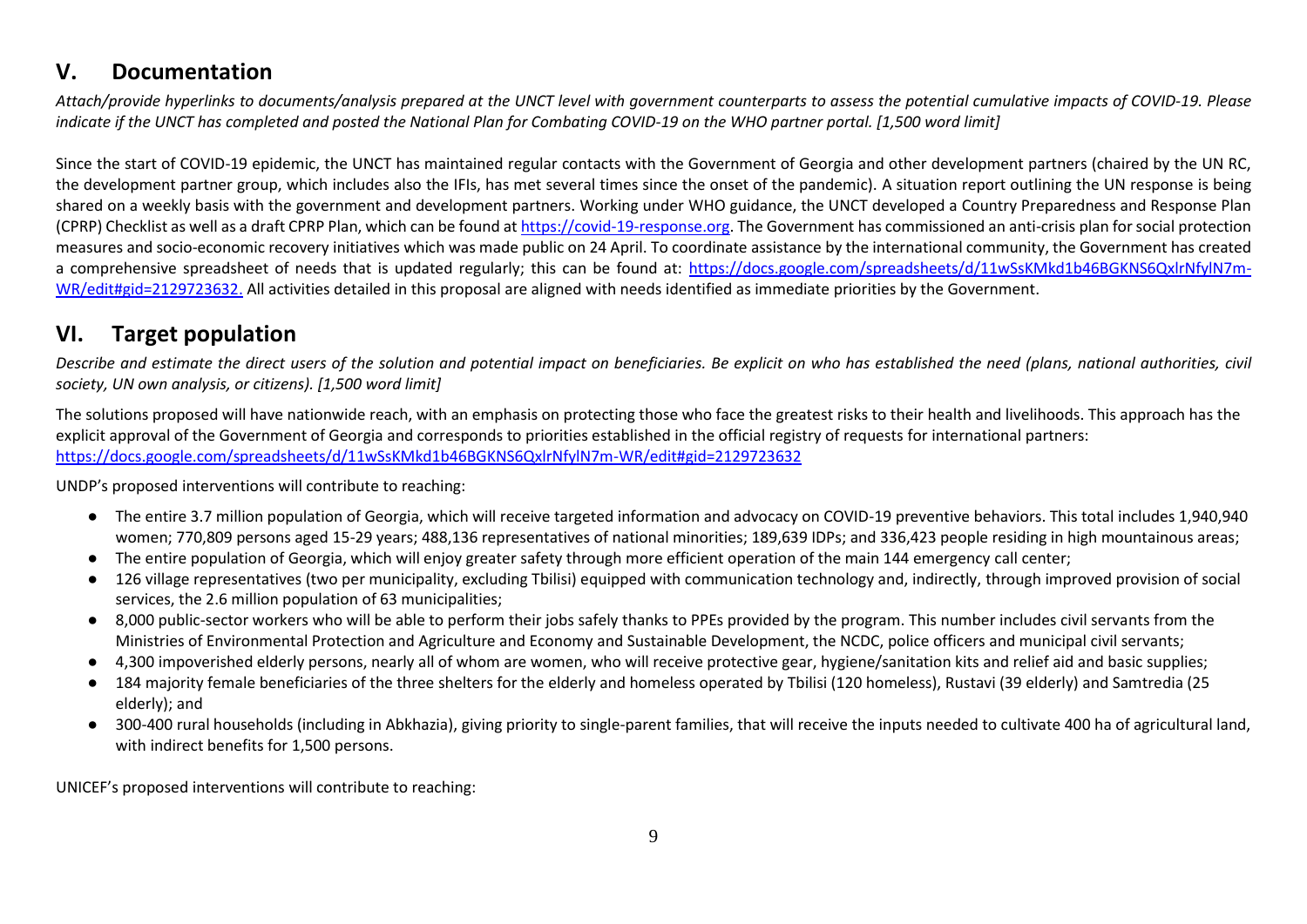## V. Documentation

*Attach/provide hyperlinks to documents/analysis prepared at the UNCT level with government counterparts to assess the potential cumulative impacts of COVID-19. Please indicate if the UNCT has completed and posted the National Plan for Combating COVID-19 on the WHO partner portal. [1,500 word limit]*

Since the start of COVID-19 epidemic, the UNCT has maintained regular contacts with the Government of Georgia and other development partners (chaired by the UN RC, the development partner group, which includes also the IFIs, has met several times since the onset of the pandemic). A situation report outlining the UN response is being shared on a weekly basis with the government and development partners. Working under WHO guidance, the UNCT developed a Country Preparedness and Response Plan (CPRP) Checklist as well as a draft CPRP Plan, which can be found at https://covid-19-response.org. The Government has commissioned an anti-crisis plan for social protection measures and socio-economic recovery initiatives which was made public on 24 April. To coordinate assistance by the international community, the Government has created a comprehensive spreadsheet of needs that is updated regularly; this can be found at: https://docs.google.com/spreadsheets/d/11wSsKMkd1b46BGKNS6QxlrNfylN7m-WR/edit#gid=2129723632. All activities detailed in this proposal are aligned with needs identified as immediate priorities by the Government.

## VI. Target population

*Describe and estimate the direct users of the solution and potential impact on beneficiaries. Be explicit on who has established the need (plans, national authorities, civil society, UN own analysis, or citizens). [1,500 word limit]*

The solutions proposed will have nationwide reach, with an emphasis on protecting those who face the greatest risks to their health and livelihoods. This approach has the explicit approval of the Government of Georgia and corresponds to priorities established in the official registry of requests for international partners: https://docs.google.com/spreadsheets/d/11wSsKMkd1b46BGKNS6QxlrNfylN7m-WR/edit#gid=2129723632

UNDP's proposed interventions will contribute to reaching:

- The entire 3.7 million population of Georgia, which will receive targeted information and advocacy on COVID-19 preventive behaviors. This total includes 1,940,940 women; 770,809 persons aged 15-29 years; 488,136 representatives of national minorities; 189,639 IDPs; and 336,423 people residing in high mountainous areas;
- The entire population of Georgia, which will enjoy greater safety through more efficient operation of the main 144 emergency call center;
- 126 village representatives (two per municipality, excluding Tbilisi) equipped with communication technology and, indirectly, through improved provision of social services, the 2.6 million population of 63 municipalities;
- 8,000 public-sector workers who will be able to perform their jobs safely thanks to PPEs provided by the program. This number includes civil servants from the Ministries of Environmental Protection and Agriculture and Economy and Sustainable Development, the NCDC, police officers and municipal civil servants;
- 4,300 impoverished elderly persons, nearly all of whom are women, who will receive protective gear, hygiene/sanitation kits and relief aid and basic supplies;
- 184 majority female beneficiaries of the three shelters for the elderly and homeless operated by Tbilisi (120 homeless), Rustavi (39 elderly) and Samtredia (25 elderly); and
- 300-400 rural households (including in Abkhazia), giving priority to single-parent families, that will receive the inputs needed to cultivate 400 ha of agricultural land, with indirect benefits for 1,500 persons.

UNICEF's proposed interventions will contribute to reaching: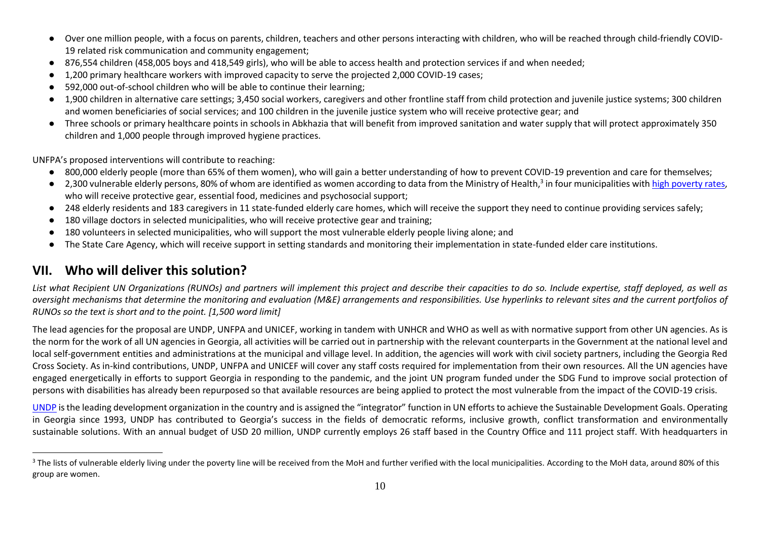- Over one million people, with a focus on parents, children, teachers and other persons interacting with children, who will be reached through child-friendly COVID-19 related risk communication and community engagement;
- 876,554 children (458,005 boys and 418,549 girls), who will be able to access health and protection services if and when needed;
- 1,200 primary healthcare workers with improved capacity to serve the projected 2,000 COVID-19 cases;
- 592,000 out-of-school children who will be able to continue their learning;
- 1,900 children in alternative care settings; 3,450 social workers, caregivers and other frontline staff from child protection and juvenile justice systems; 300 children and women beneficiaries of social services; and 100 children in the juvenile justice system who will receive protective gear; and
- Three schools or primary healthcare points in schools in Abkhazia that will benefit from improved sanitation and water supply that will protect approximately 350 children and 1,000 people through improved hygiene practices.

UNFPA's proposed interventions will contribute to reaching:

- 800,000 elderly people (more than 65% of them women), who will gain a better understanding of how to prevent COVID-19 prevention and care for themselves;
- 2,300 vulnerable elderly persons, 80% of whom are identified as women according to data from the Ministry of Health,[3] in four municipalities with high poverty rates, who will receive protective gear, essential food, medicines and psychosocial support;
- 248 elderly residents and 183 caregivers in 11 state-funded elderly care homes, which will receive the support they need to continue providing services safely;
- 180 village doctors in selected municipalities, who will receive protective gear and training;
- 180 volunteers in selected municipalities, who will support the most vulnerable elderly people living alone; and
- The State Care Agency, which will receive support in setting standards and monitoring their implementation in state-funded elder care institutions.

## VII. Who will deliver this solution?

*List what Recipient UN Organizations (RUNOs) and partners will implement this project and describe their capacities to do so. Include expertise, staff deployed, as well as oversight mechanisms that determine the monitoring and evaluation (M&E) arrangements and responsibilities. Use hyperlinks to relevant sites and the current portfolios of RUNOs so the text is short and to the point. [1,500 word limit]*

The lead agencies for the proposal are UNDP, UNFPA and UNICEF, working in tandem with UNHCR and WHO as well as with normative support from other UN agencies. As is the norm for the work of all UN agencies in Georgia, all activities will be carried out in partnership with the relevant counterparts in the Government at the national level and local self-government entities and administrations at the municipal and village level. In addition, the agencies will work with civil society partners, including the Georgia Red Cross Society. As in-kind contributions, UNDP, UNFPA and UNICEF will cover any staff costs required for implementation from their own resources. All the UN agencies have engaged energetically in efforts to support Georgia in responding to the pandemic, and the joint UN program funded under the SDG Fund to improve social protection of persons with disabilities has already been repurposed so that available resources are being applied to protect the most vulnerable from the impact of the COVID-19 crisis.

UNDP is the leading development organization in the country and is assigned the "integrator" function in UN efforts to achieve the Sustainable Development Goals. Operating in Georgia since 1993, UNDP has contributed to Georgia's success in the fields of democratic reforms, inclusive growth, conflict transformation and environmentally sustainable solutions. With an annual budget of USD 20 million, UNDP currently employs 26 staff based in the Country Office and 111 project staff. With headquarters in

[3] The lists of vulnerable elderly living under the poverty line will be received from the MoH and further verified with the local municipalities. According to the MoH data, around 80% of this group are women.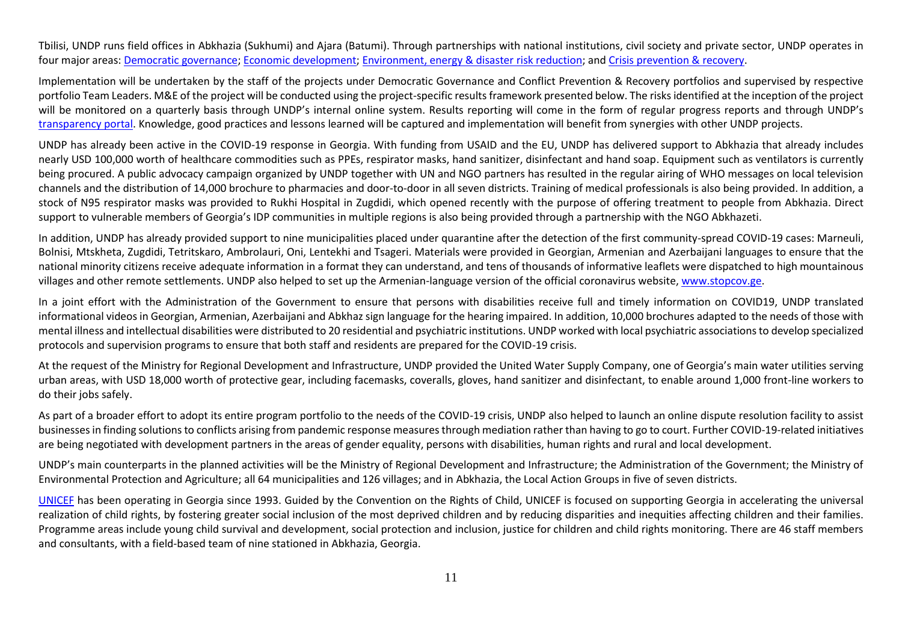Tbilisi, UNDP runs field offices in Abkhazia (Sukhumi) and Ajara (Batumi). Through partnerships with national institutions, civil society and private sector, UNDP operates in four major areas: Democratic governance; Economic development; Environment, energy & disaster risk reduction; and Crisis prevention & recovery.

Implementation will be undertaken by the staff of the projects under Democratic Governance and Conflict Prevention & Recovery portfolios and supervised by respective portfolio Team Leaders. M&E of the project will be conducted using the project-specific results framework presented below. The risks identified at the inception of the project will be monitored on a quarterly basis through UNDP's internal online system. Results reporting will come in the form of regular progress reports and through UNDP's transparency portal. Knowledge, good practices and lessons learned will be captured and implementation will benefit from synergies with other UNDP projects.

UNDP has already been active in the COVID-19 response in Georgia. With funding from USAID and the EU, UNDP has delivered support to Abkhazia that already includes nearly USD 100,000 worth of healthcare commodities such as PPEs, respirator masks, hand sanitizer, disinfectant and hand soap. Equipment such as ventilators is currently being procured. A public advocacy campaign organized by UNDP together with UN and NGO partners has resulted in the regular airing of WHO messages on local television channels and the distribution of 14,000 brochure to pharmacies and door-to-door in all seven districts. Training of medical professionals is also being provided. In addition, a stock of N95 respirator masks was provided to Rukhi Hospital in Zugdidi, which opened recently with the purpose of offering treatment to people from Abkhazia. Direct support to vulnerable members of Georgia's IDP communities in multiple regions is also being provided through a partnership with the NGO Abkhazeti.

In addition, UNDP has already provided support to nine municipalities placed under quarantine after the detection of the first community-spread COVID-19 cases: Marneuli, Bolnisi, Mtskheta, Zugdidi, Tetritskaro, Ambrolauri, Oni, Lentekhi and Tsageri. Materials were provided in Georgian, Armenian and Azerbaijani languages to ensure that the national minority citizens receive adequate information in a format they can understand, and tens of thousands of informative leaflets were dispatched to high mountainous villages and other remote settlements. UNDP also helped to set up the Armenian-language version of the official coronavirus website, www.stopcov.ge.

In a joint effort with the Administration of the Government to ensure that persons with disabilities receive full and timely information on COVID19, UNDP translated informational videos in Georgian, Armenian, Azerbaijani and Abkhaz sign language for the hearing impaired. In addition, 10,000 brochures adapted to the needs of those with mental illness and intellectual disabilities were distributed to 20 residential and psychiatric institutions. UNDP worked with local psychiatric associations to develop specialized protocols and supervision programs to ensure that both staff and residents are prepared for the COVID-19 crisis.

At the request of the Ministry for Regional Development and Infrastructure, UNDP provided the United Water Supply Company, one of Georgia's main water utilities serving urban areas, with USD 18,000 worth of protective gear, including facemasks, coveralls, gloves, hand sanitizer and disinfectant, to enable around 1,000 front-line workers to do their jobs safely.

As part of a broader effort to adopt its entire program portfolio to the needs of the COVID-19 crisis, UNDP also helped to launch an online dispute resolution facility to assist businesses in finding solutions to conflicts arising from pandemic response measures through mediation rather than having to go to court. Further COVID-19-related initiatives are being negotiated with development partners in the areas of gender equality, persons with disabilities, human rights and rural and local development.

UNDP's main counterparts in the planned activities will be the Ministry of Regional Development and Infrastructure; the Administration of the Government; the Ministry of Environmental Protection and Agriculture; all 64 municipalities and 126 villages; and in Abkhazia, the Local Action Groups in five of seven districts.

UNICEF has been operating in Georgia since 1993. Guided by the Convention on the Rights of Child, UNICEF is focused on supporting Georgia in accelerating the universal realization of child rights, by fostering greater social inclusion of the most deprived children and by reducing disparities and inequities affecting children and their families. Programme areas include young child survival and development, social protection and inclusion, justice for children and child rights monitoring. There are 46 staff members and consultants, with a field-based team of nine stationed in Abkhazia, Georgia.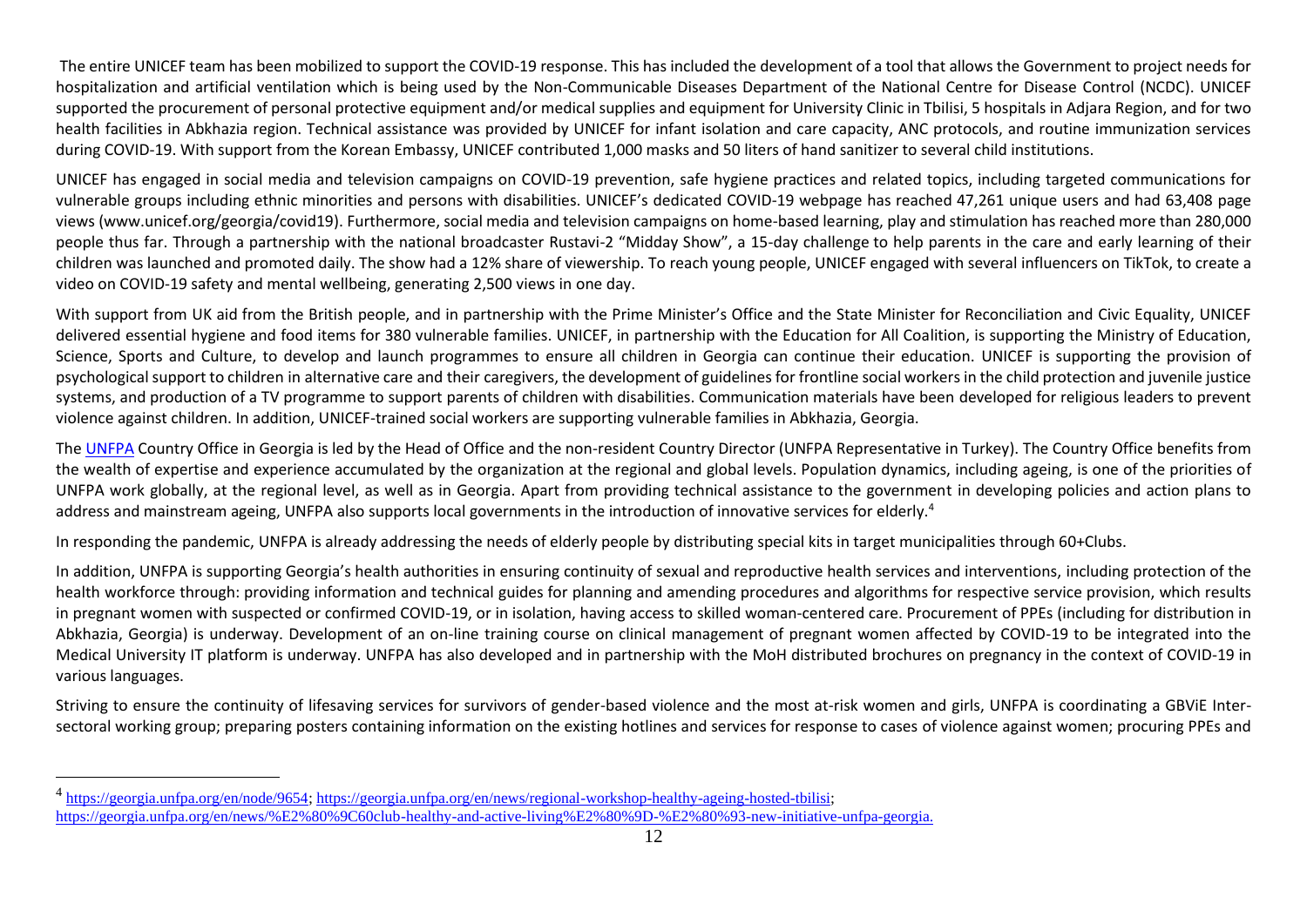The entire UNICEF team has been mobilized to support the COVID-19 response. This has included the development of a tool that allows the Government to project needs for hospitalization and artificial ventilation which is being used by the Non-Communicable Diseases Department of the National Centre for Disease Control (NCDC). UNICEF supported the procurement of personal protective equipment and/or medical supplies and equipment for University Clinic in Tbilisi, 5 hospitals in Adjara Region, and for two health facilities in Abkhazia region. Technical assistance was provided by UNICEF for infant isolation and care capacity, ANC protocols, and routine immunization services during COVID-19. With support from the Korean Embassy, UNICEF contributed 1,000 masks and 50 liters of hand sanitizer to several child institutions.

UNICEF has engaged in social media and television campaigns on COVID-19 prevention, safe hygiene practices and related topics, including targeted communications for vulnerable groups including ethnic minorities and persons with disabilities. UNICEF's dedicated COVID-19 webpage has reached 47,261 unique users and had 63,408 page views (www.unicef.org/georgia/covid19). Furthermore, social media and television campaigns on home-based learning, play and stimulation has reached more than 280,000 people thus far. Through a partnership with the national broadcaster Rustavi-2 "Midday Show", a 15-day challenge to help parents in the care and early learning of their children was launched and promoted daily. The show had a 12% share of viewership. To reach young people, UNICEF engaged with several influencers on TikTok, to create a video on COVID-19 safety and mental wellbeing, generating 2,500 views in one day.

With support from UK aid from the British people, and in partnership with the Prime Minister's Office and the State Minister for Reconciliation and Civic Equality, UNICEF delivered essential hygiene and food items for 380 vulnerable families. UNICEF, in partnership with the Education for All Coalition, is supporting the Ministry of Education, Science, Sports and Culture, to develop and launch programmes to ensure all children in Georgia can continue their education. UNICEF is supporting the provision of psychological support to children in alternative care and their caregivers, the development of guidelines for frontline social workers in the child protection and juvenile justice systems, and production of a TV programme to support parents of children with disabilities. Communication materials have been developed for religious leaders to prevent violence against children. In addition, UNICEF-trained social workers are supporting vulnerable families in Abkhazia, Georgia.

The UNFPA Country Office in Georgia is led by the Head of Office and the non-resident Country Director (UNFPA Representative in Turkey). The Country Office benefits from the wealth of expertise and experience accumulated by the organization at the regional and global levels. Population dynamics, including ageing, is one of the priorities of UNFPA work globally, at the regional level, as well as in Georgia. Apart from providing technical assistance to the government in developing policies and action plans to address and mainstream ageing, UNFPA also supports local governments in the introduction of innovative services for elderly.[4]

In responding the pandemic, UNFPA is already addressing the needs of elderly people by distributing special kits in target municipalities through 60+Clubs.

In addition, UNFPA is supporting Georgia's health authorities in ensuring continuity of sexual and reproductive health services and interventions, including protection of the health workforce through: providing information and technical guides for planning and amending procedures and algorithms for respective service provision, which results in pregnant women with suspected or confirmed COVID-19, or in isolation, having access to skilled woman-centered care. Procurement of PPEs (including for distribution in Abkhazia, Georgia) is underway. Development of an on-line training course on clinical management of pregnant women affected by COVID-19 to be integrated into the Medical University IT platform is underway. UNFPA has also developed and in partnership with the MoH distributed brochures on pregnancy in the context of COVID-19 in various languages.

Striving to ensure the continuity of lifesaving services for survivors of gender-based violence and the most at-risk women and girls, UNFPA is coordinating a GBViE Inter-sectoral working group; preparing posters containing information on the existing hotlines and services for response to cases of violence against women; procuring PPEs and

---

[4] https://georgia.unfpa.org/en/node/9654; https://georgia.unfpa.org/en/news/regional-workshop-healthy-ageing-hosted-tbilisi; https://georgia.unfpa.org/en/news/%E2%80%9C60club-healthy-and-active-living%E2%80%9D-%E2%80%93-new-initiative-unfpa-georgia.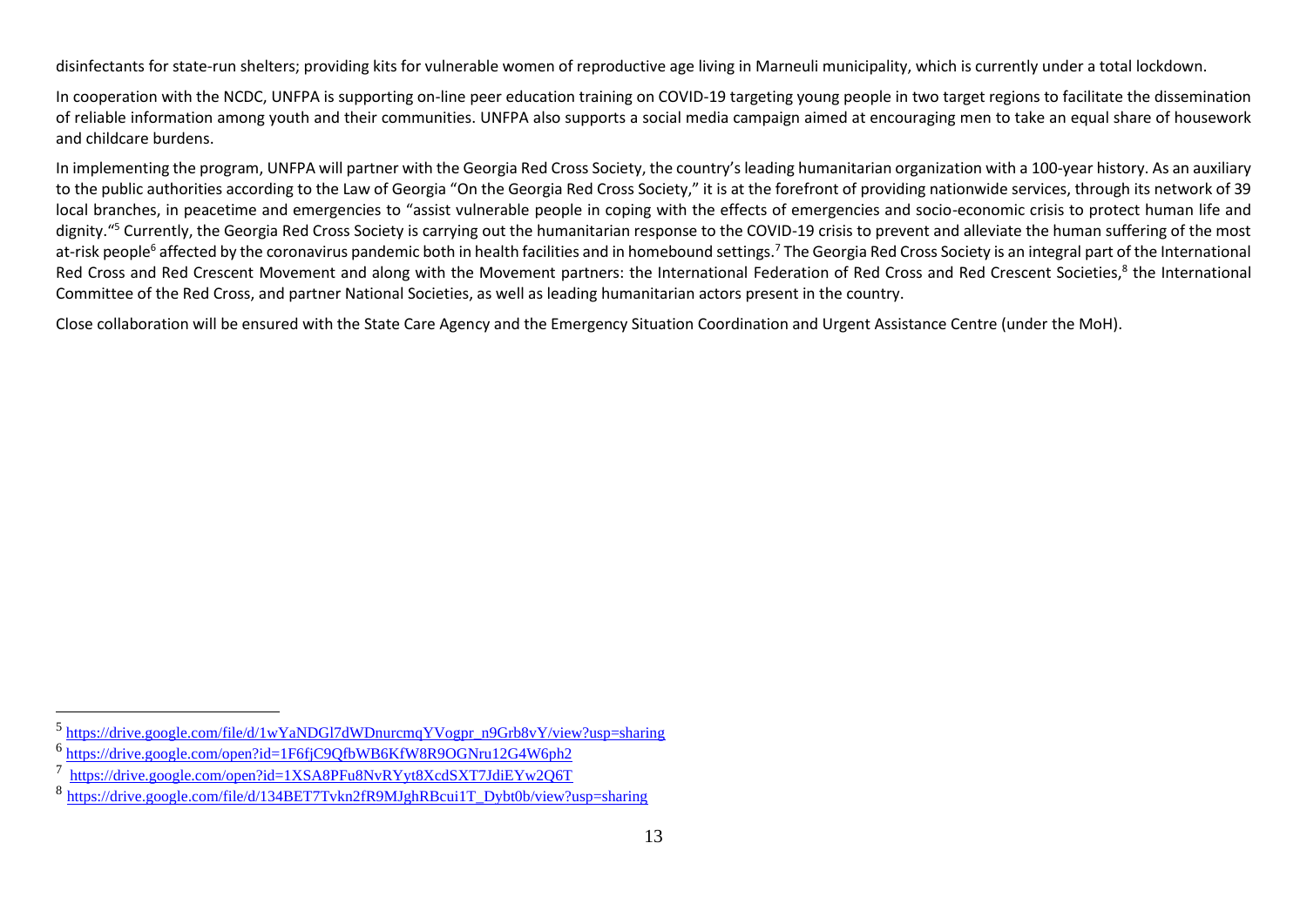disinfectants for state-run shelters; providing kits for vulnerable women of reproductive age living in Marneuli municipality, which is currently under a total lockdown.

In cooperation with the NCDC, UNFPA is supporting on-line peer education training on COVID-19 targeting young people in two target regions to facilitate the dissemination of reliable information among youth and their communities. UNFPA also supports a social media campaign aimed at encouraging men to take an equal share of housework and childcare burdens.

In implementing the program, UNFPA will partner with the Georgia Red Cross Society, the country's leading humanitarian organization with a 100-year history. As an auxiliary to the public authorities according to the Law of Georgia "On the Georgia Red Cross Society," it is at the forefront of providing nationwide services, through its network of 39 local branches, in peacetime and emergencies to "assist vulnerable people in coping with the effects of emergencies and socio-economic crisis to protect human life and dignity."[5] Currently, the Georgia Red Cross Society is carrying out the humanitarian response to the COVID-19 crisis to prevent and alleviate the human suffering of the most at-risk people[6] affected by the coronavirus pandemic both in health facilities and in homebound settings.[7] The Georgia Red Cross Society is an integral part of the International Red Cross and Red Crescent Movement and along with the Movement partners: the International Federation of Red Cross and Red Crescent Societies,[8] the International Committee of the Red Cross, and partner National Societies, as well as leading humanitarian actors present in the country.

Close collaboration will be ensured with the State Care Agency and the Emergency Situation Coordination and Urgent Assistance Centre (under the MoH).

---

[5] https://drive.google.com/file/d/1wYaNDGl7dWDnurcmqYVogpr_n9Grb8vY/view?usp=sharing

[6] https://drive.google.com/open?id=1F6fjC9QfbWB6KfW8R9OGNru12G4W6ph2

[7] https://drive.google.com/open?id=1XSA8PFu8NvRYyt8XcdSXT7JdiEYw2Q6T

[8] https://drive.google.com/file/d/134BET7Tvkn2fR9MJghRBcui1T_Dybt0b/view?usp=sharing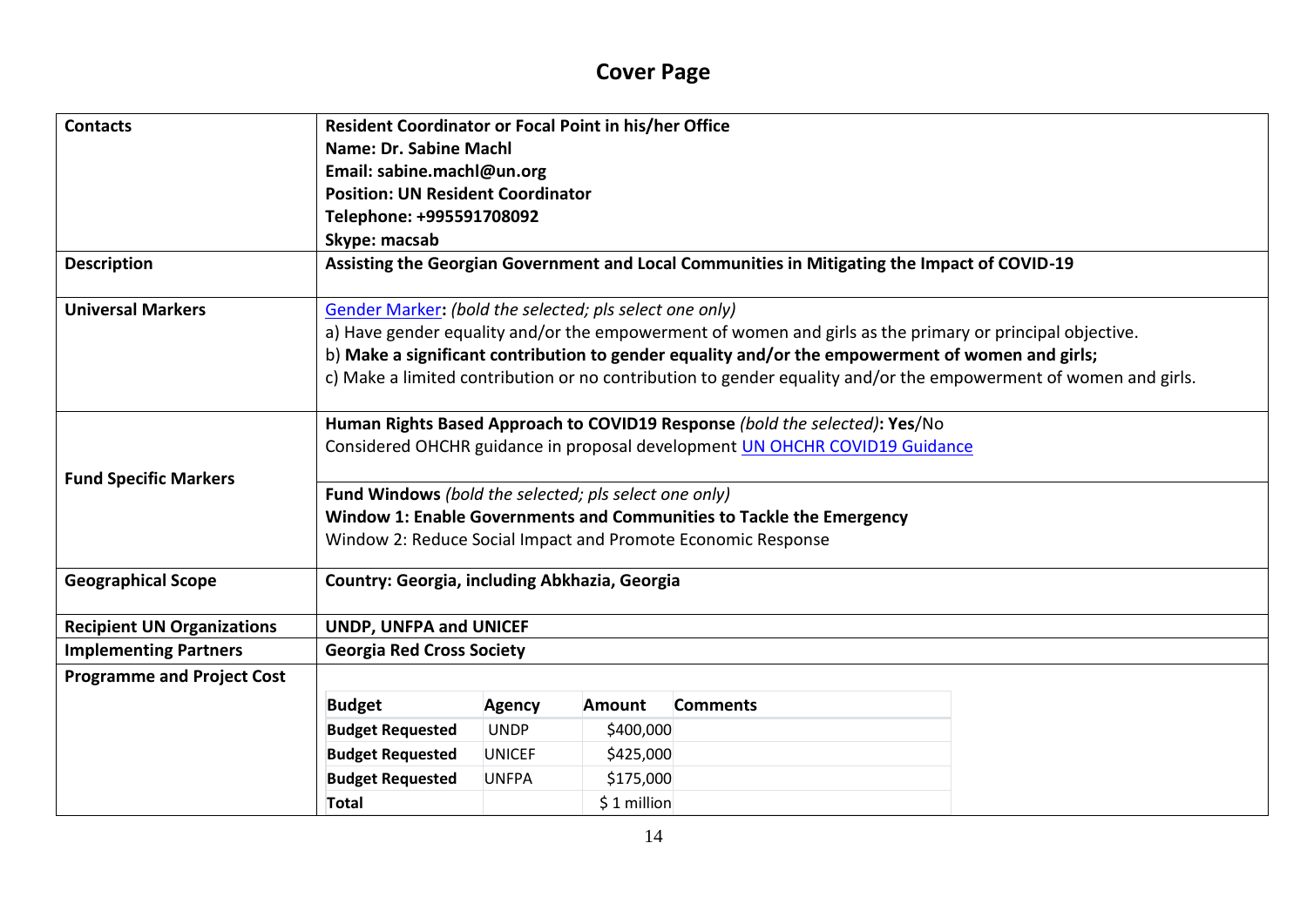# Cover Page

| | |
|---|---|
| **Contacts** | **Resident Coordinator or Focal Point in his/her Office**<br>**Name: Dr. Sabine Machl**<br>**Email: sabine.machl@un.org**<br>**Position: UN Resident Coordinator**<br>**Telephone: +995591708092**<br>**Skype: macsab** |
| **Description** | **Assisting the Georgian Government and Local Communities in Mitigating the Impact of COVID-19** |
| **Universal Markers** | Gender Marker**:** *(bold the selected; pls select one only)*<br>a) Have gender equality and/or the empowerment of women and girls as the primary or principal objective.<br>b) **Make a significant contribution to gender equality and/or the empowerment of women and girls;**<br>c) Make a limited contribution or no contribution to gender equality and/or the empowerment of women and girls. |
| **Fund Specific Markers** | **Human Rights Based Approach to COVID19 Response** *(bold the selected)*: **Yes**/No<br>Considered OHCHR guidance in proposal development UN OHCHR COVID19 Guidance<br><br>**Fund Windows** *(bold the selected; pls select one only)*<br>**Window 1: Enable Governments and Communities to Tackle the Emergency**<br>Window 2: Reduce Social Impact and Promote Economic Response |
| **Geographical Scope** | **Country: Georgia, including Abkhazia, Georgia** |
| **Recipient UN Organizations** | **UNDP, UNFPA and UNICEF** |
| **Implementing Partners** | **Georgia Red Cross Society** |
| **Programme and Project Cost** | |

| **Budget** | **Agency** | **Amount** | **Comments** |
|---|---|---|---|
| **Budget Requested** | UNDP | $400,000 | |
| **Budget Requested** | UNICEF | $425,000 | |
| **Budget Requested** | UNFPA | $175,000 | |
| **Total** | | $ 1 million | |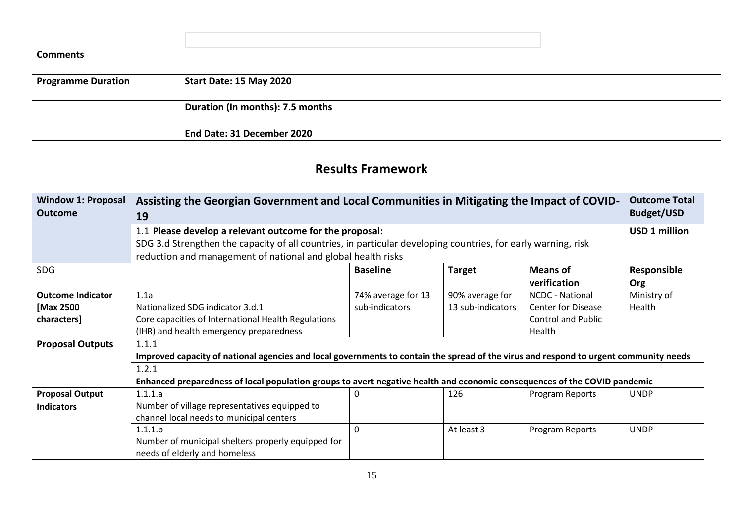| | |
|---|---|
| | |
| **Comments** | |
| **Programme Duration** | **Start Date: 15 May 2020** |
| | **Duration (In months): 7.5 months** |
| | **End Date: 31 December 2020** |

## Results Framework

| **Window 1: Proposal Outcome** | **Assisting the Georgian Government and Local Communities in Mitigating the Impact of COVID-19** | | | | **Outcome Total Budget/USD** |
|---|---|---|---|---|---|
| | 1.1 **Please develop a relevant outcome for the proposal:** SDG 3.d Strengthen the capacity of all countries, in particular developing countries, for early warning, risk reduction and management of national and global health risks | | | | **USD 1 million** |
| SDG | | **Baseline** | **Target** | **Means of verification** | **Responsible Org** |
| **Outcome Indicator [Max 2500 characters]** | 1.1a Nationalized SDG indicator 3.d.1 Core capacities of International Health Regulations (IHR) and health emergency preparedness | 74% average for 13 sub-indicators | 90% average for 13 sub-indicators | NCDC - National Center for Disease Control and Public Health | Ministry of Health |
| **Proposal Outputs** | 1.1.1 **Improved capacity of national agencies and local governments to contain the spread of the virus and respond to urgent community needs** | | | | |
| | 1.2.1 **Enhanced preparedness of local population groups to avert negative health and economic consequences of the COVID pandemic** | | | | |
| **Proposal Output Indicators** | 1.1.1.a Number of village representatives equipped to channel local needs to municipal centers | 0 | 126 | Program Reports | UNDP |
| | 1.1.1.b Number of municipal shelters properly equipped for needs of elderly and homeless | 0 | At least 3 | Program Reports | UNDP |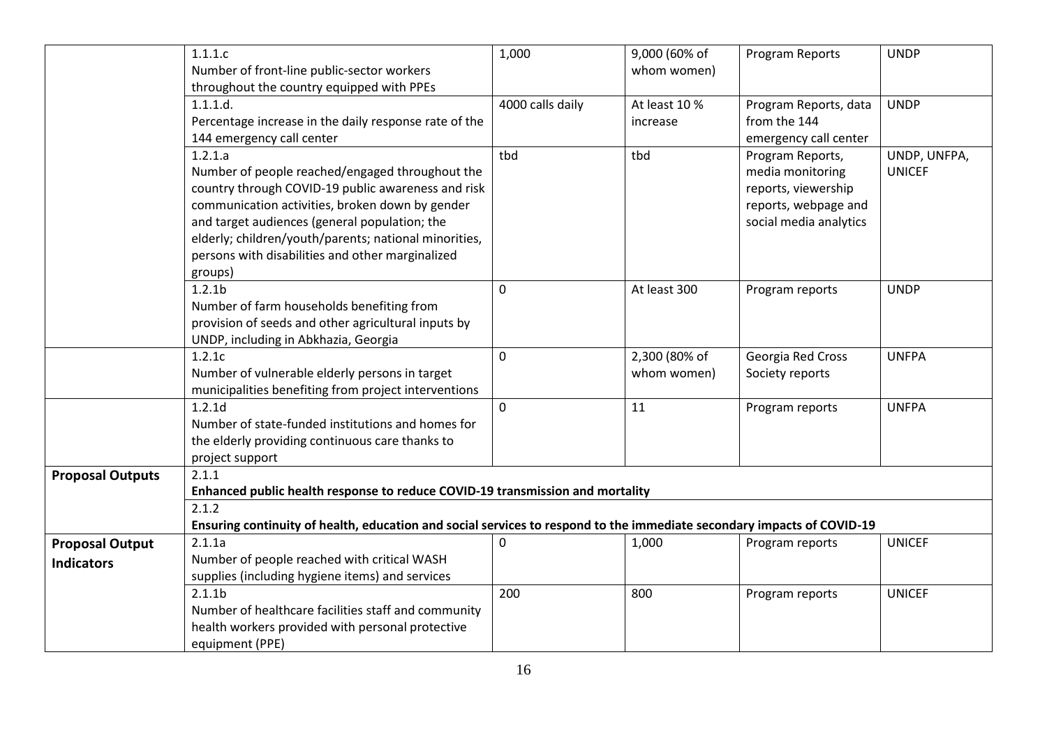| | | | | | |
|---|---|---|---|---|---|
| | 1.1.1.c Number of front-line public-sector workers throughout the country equipped with PPEs | 1,000 | 9,000 (60% of whom women) | Program Reports | UNDP |
| | 1.1.1.d. Percentage increase in the daily response rate of the 144 emergency call center | 4000 calls daily | At least 10 % increase | Program Reports, data from the 144 emergency call center | UNDP |
| | 1.2.1.a Number of people reached/engaged throughout the country through COVID-19 public awareness and risk communication activities, broken down by gender and target audiences (general population; the elderly; children/youth/parents; national minorities, persons with disabilities and other marginalized groups) | tbd | tbd | Program Reports, media monitoring reports, viewership reports, webpage and social media analytics | UNDP, UNFPA, UNICEF |
| | 1.2.1b Number of farm households benefiting from provision of seeds and other agricultural inputs by UNDP, including in Abkhazia, Georgia | 0 | At least 300 | Program reports | UNDP |
| | 1.2.1c Number of vulnerable elderly persons in target municipalities benefiting from project interventions | 0 | 2,300 (80% of whom women) | Georgia Red Cross Society reports | UNFPA |
| | 1.2.1d Number of state-funded institutions and homes for the elderly providing continuous care thanks to project support | 0 | 11 | Program reports | UNFPA |
| **Proposal Outputs** | 2.1.1 **Enhanced public health response to reduce COVID-19 transmission and mortality** | | | | |
| | 2.1.2 **Ensuring continuity of health, education and social services to respond to the immediate secondary impacts of COVID-19** | | | | |
| **Proposal Output Indicators** | 2.1.1a Number of people reached with critical WASH supplies (including hygiene items) and services | 0 | 1,000 | Program reports | UNICEF |
| | 2.1.1b Number of healthcare facilities staff and community health workers provided with personal protective equipment (PPE) | 200 | 800 | Program reports | UNICEF |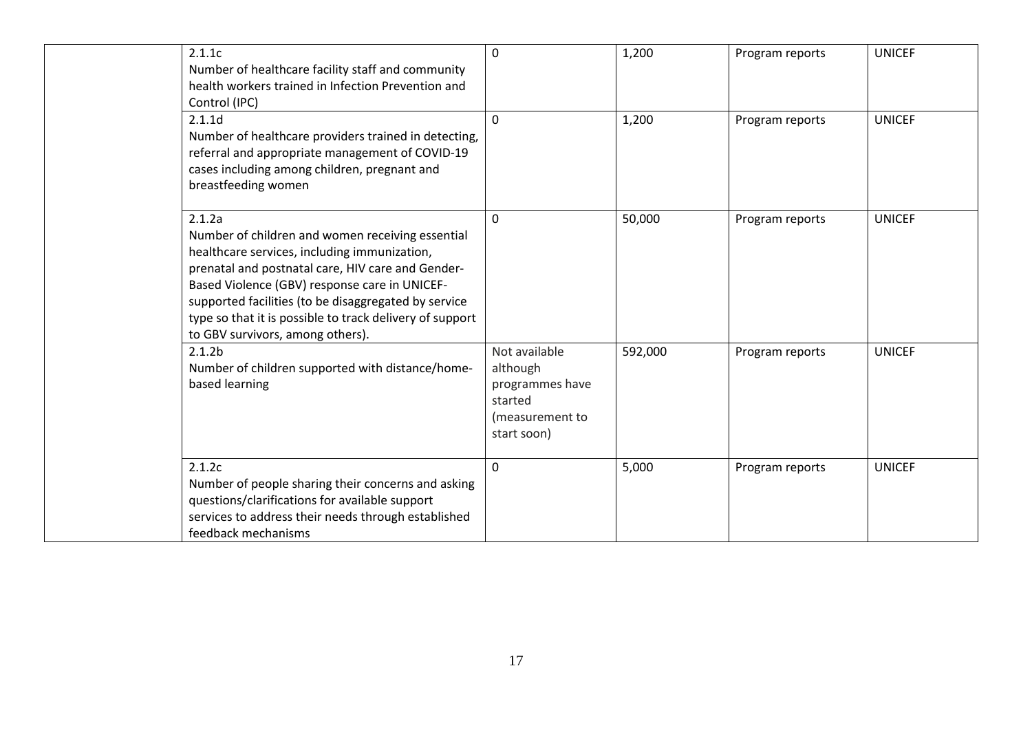| | | | | | |
|---|---|---|---|---|---|
| | 2.1.1c<br>Number of healthcare facility staff and community health workers trained in Infection Prevention and Control (IPC) | 0 | 1,200 | Program reports | UNICEF |
| | 2.1.1d<br>Number of healthcare providers trained in detecting, referral and appropriate management of COVID-19 cases including among children, pregnant and breastfeeding women | 0 | 1,200 | Program reports | UNICEF |
| | 2.1.2a<br>Number of children and women receiving essential healthcare services, including immunization, prenatal and postnatal care, HIV care and Gender-Based Violence (GBV) response care in UNICEF-supported facilities (to be disaggregated by service type so that it is possible to track delivery of support to GBV survivors, among others). | 0 | 50,000 | Program reports | UNICEF |
| | 2.1.2b<br>Number of children supported with distance/home-based learning | Not available although programmes have started (measurement to start soon) | 592,000 | Program reports | UNICEF |
| | 2.1.2c<br>Number of people sharing their concerns and asking questions/clarifications for available support services to address their needs through established feedback mechanisms | 0 | 5,000 | Program reports | UNICEF |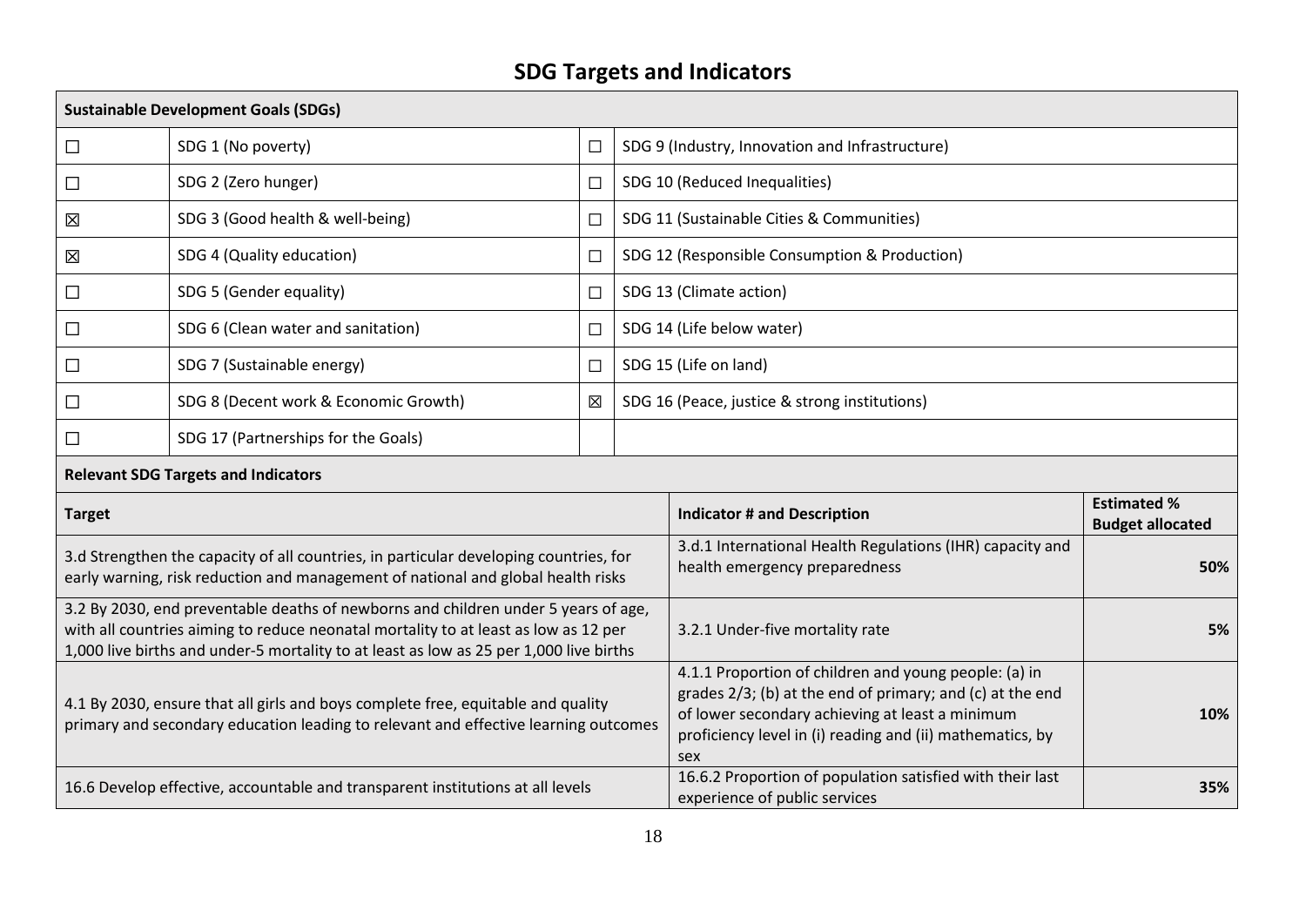# SDG Targets and Indicators

| **Sustainable Development Goals (SDGs)** | | | |
|---|---|---|---|
| ☐ | SDG 1 (No poverty) | ☐ | SDG 9 (Industry, Innovation and Infrastructure) |
| ☐ | SDG 2 (Zero hunger) | ☐ | SDG 10 (Reduced Inequalities) |
| ☒ | SDG 3 (Good health & well-being) | ☐ | SDG 11 (Sustainable Cities & Communities) |
| ☒ | SDG 4 (Quality education) | ☐ | SDG 12 (Responsible Consumption & Production) |
| ☐ | SDG 5 (Gender equality) | ☐ | SDG 13 (Climate action) |
| ☐ | SDG 6 (Clean water and sanitation) | ☐ | SDG 14 (Life below water) |
| ☐ | SDG 7 (Sustainable energy) | ☐ | SDG 15 (Life on land) |
| ☐ | SDG 8 (Decent work & Economic Growth) | ☒ | SDG 16 (Peace, justice & strong institutions) |
| ☐ | SDG 17 (Partnerships for the Goals) | | |

**Relevant SDG Targets and Indicators**

| **Target** | **Indicator # and Description** | **Estimated % Budget allocated** |
|---|---|---|
| 3.d Strengthen the capacity of all countries, in particular developing countries, for early warning, risk reduction and management of national and global health risks | 3.d.1 International Health Regulations (IHR) capacity and health emergency preparedness | 50% |
| 3.2 By 2030, end preventable deaths of newborns and children under 5 years of age, with all countries aiming to reduce neonatal mortality to at least as low as 12 per 1,000 live births and under-5 mortality to at least as low as 25 per 1,000 live births | 3.2.1 Under-five mortality rate | 5% |
| 4.1 By 2030, ensure that all girls and boys complete free, equitable and quality primary and secondary education leading to relevant and effective learning outcomes | 4.1.1 Proportion of children and young people: (a) in grades 2/3; (b) at the end of primary; and (c) at the end of lower secondary achieving at least a minimum proficiency level in (i) reading and (ii) mathematics, by sex | 10% |
| 16.6 Develop effective, accountable and transparent institutions at all levels | 16.6.2 Proportion of population satisfied with their last experience of public services | 35% |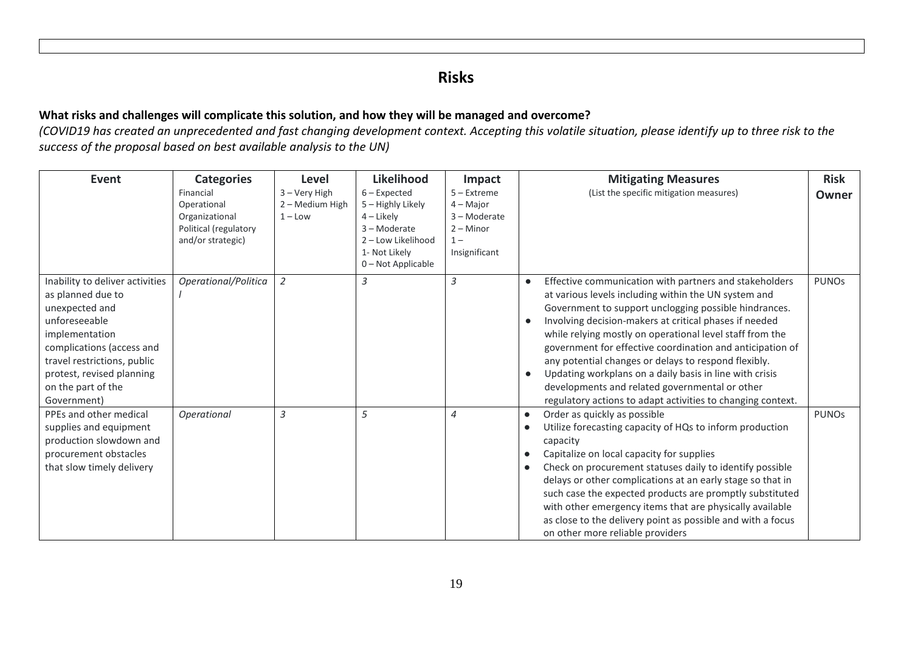## Risks

**What risks and challenges will complicate this solution, and how they will be managed and overcome?**

***(COVID19 has created an unprecedented and fast changing development context. Accepting this volatile situation, please identify up to three risk to the success of the proposal based on best available analysis to the UN)***

| **Event** | **Categories** Financial Operational Organizational Political (regulatory and/or strategic) | **Level** 3 – Very High 2 – Medium High 1 – Low | **Likelihood** 6 – Expected 5 – Highly Likely 4 – Likely 3 – Moderate 2 – Low Likelihood 1- Not Likely 0 – Not Applicable | **Impact** 5 – Extreme 4 – Major 3 – Moderate 2 – Minor 1 – Insignificant | **Mitigating Measures** (List the specific mitigation measures) | **Risk Owner** |
|---|---|---|---|---|---|---|
| Inability to deliver activities as planned due to unexpected and unforeseeable implementation complications (access and travel restrictions, public protest, revised planning on the part of the Government) | *Operational/Political* | *2* | *3* | *3* | • Effective communication with partners and stakeholders at various levels including within the UN system and Government to support unclogging possible hindrances. • Involving decision-makers at critical phases if needed while relying mostly on operational level staff from the government for effective coordination and anticipation of any potential changes or delays to respond flexibly. • Updating workplans on a daily basis in line with crisis developments and related governmental or other regulatory actions to adapt activities to changing context. | PUNOs |
| PPEs and other medical supplies and equipment production slowdown and procurement obstacles that slow timely delivery | *Operational* | *3* | *5* | *4* | • Order as quickly as possible • Utilize forecasting capacity of HQs to inform production capacity • Capitalize on local capacity for supplies • Check on procurement statuses daily to identify possible delays or other complications at an early stage so that in such case the expected products are promptly substituted with other emergency items that are physically available as close to the delivery point as possible and with a focus on other more reliable providers | PUNOs |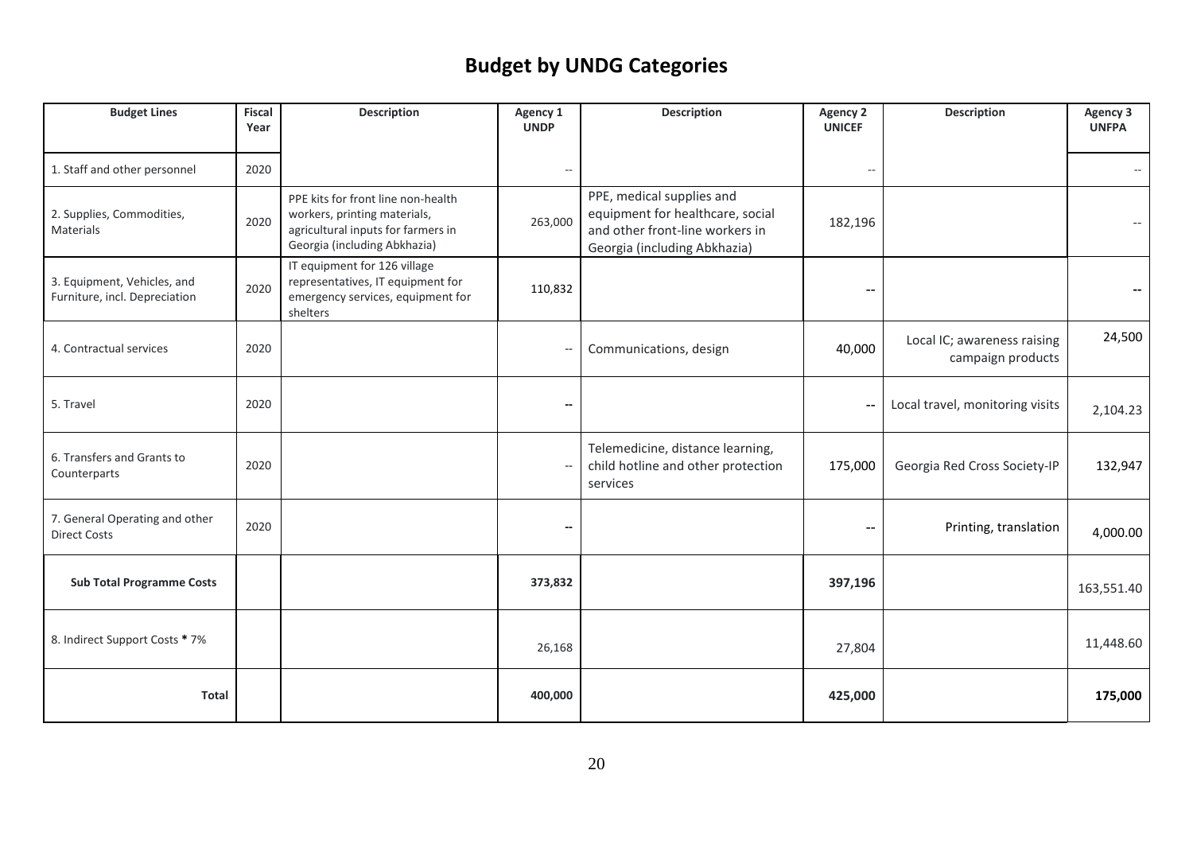## Budget by UNDG Categories

| Budget Lines | Fiscal Year | Description | Agency 1 UNDP | Description | Agency 2 UNICEF | Description | Agency 3 UNFPA |
|---|---|---|---|---|---|---|---|
| 1. Staff and other personnel | 2020 | | -- | | -- | | -- |
| 2. Supplies, Commodities, Materials | 2020 | PPE kits for front line non-health workers, printing materials, agricultural inputs for farmers in Georgia (including Abkhazia) | 263,000 | PPE, medical supplies and equipment for healthcare, social and other front-line workers in Georgia (including Abkhazia) | 182,196 | | -- |
| 3. Equipment, Vehicles, and Furniture, incl. Depreciation | 2020 | IT equipment for 126 village representatives, IT equipment for emergency services, equipment for shelters | 110,832 | | -- | | -- |
| 4. Contractual services | 2020 | | -- | Communications, design | 40,000 | Local IC; awareness raising campaign products | 24,500 |
| 5. Travel | 2020 | | -- | | -- | Local travel, monitoring visits | 2,104.23 |
| 6. Transfers and Grants to Counterparts | 2020 | | -- | Telemedicine, distance learning, child hotline and other protection services | 175,000 | Georgia Red Cross Society-IP | 132,947 |
| 7. General Operating and other Direct Costs | 2020 | | -- | | -- | Printing, translation | 4,000.00 |
| **Sub Total Programme Costs** | | | **373,832** | | **397,196** | | 163,551.40 |
| 8. Indirect Support Costs * 7% | | | 26,168 | | 27,804 | | 11,448.60 |
| **Total** | | | **400,000** | | **425,000** | | **175,000** |